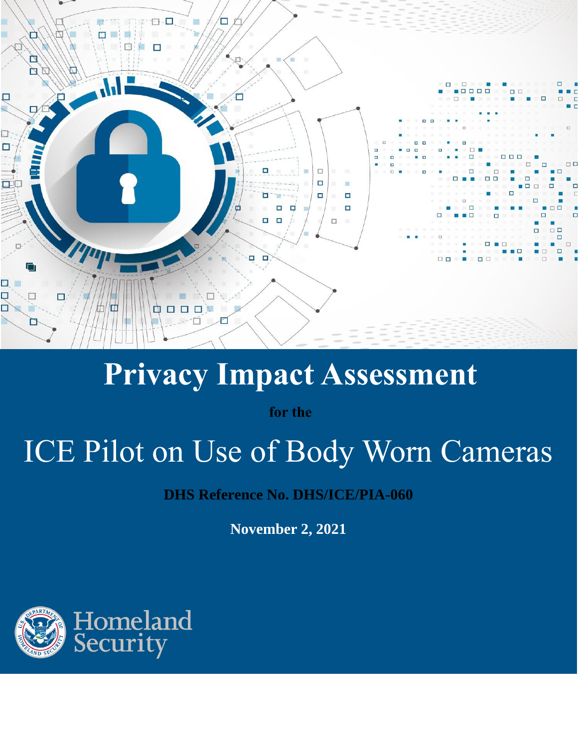# Privacy Impact Assessment

**for the**

# ICE Pilot on Use of Body Worn Cameras

**DHS Reference No. DHS/ICE/PIA-060**

**November 2, 2021**

Homeland Security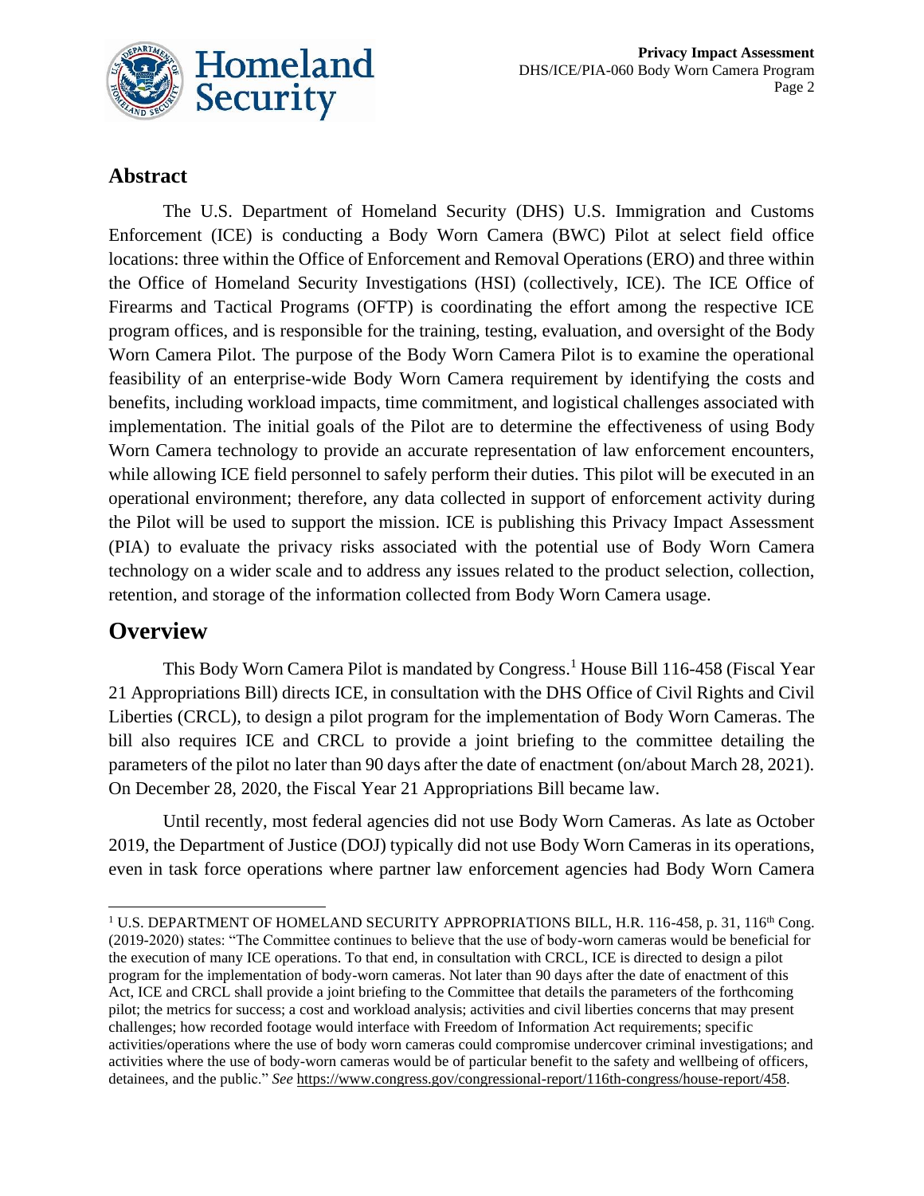## Abstract

The U.S. Department of Homeland Security (DHS) U.S. Immigration and Customs Enforcement (ICE) is conducting a Body Worn Camera (BWC) Pilot at select field office locations: three within the Office of Enforcement and Removal Operations (ERO) and three within the Office of Homeland Security Investigations (HSI) (collectively, ICE). The ICE Office of Firearms and Tactical Programs (OFTP) is coordinating the effort among the respective ICE program offices, and is responsible for the training, testing, evaluation, and oversight of the Body Worn Camera Pilot. The purpose of the Body Worn Camera Pilot is to examine the operational feasibility of an enterprise-wide Body Worn Camera requirement by identifying the costs and benefits, including workload impacts, time commitment, and logistical challenges associated with implementation. The initial goals of the Pilot are to determine the effectiveness of using Body Worn Camera technology to provide an accurate representation of law enforcement encounters, while allowing ICE field personnel to safely perform their duties. This pilot will be executed in an operational environment; therefore, any data collected in support of enforcement activity during the Pilot will be used to support the mission. ICE is publishing this Privacy Impact Assessment (PIA) to evaluate the privacy risks associated with the potential use of Body Worn Camera technology on a wider scale and to address any issues related to the product selection, collection, retention, and storage of the information collected from Body Worn Camera usage.

## Overview

This Body Worn Camera Pilot is mandated by Congress.[1] House Bill 116-458 (Fiscal Year 21 Appropriations Bill) directs ICE, in consultation with the DHS Office of Civil Rights and Civil Liberties (CRCL), to design a pilot program for the implementation of Body Worn Cameras. The bill also requires ICE and CRCL to provide a joint briefing to the committee detailing the parameters of the pilot no later than 90 days after the date of enactment (on/about March 28, 2021). On December 28, 2020, the Fiscal Year 21 Appropriations Bill became law.

Until recently, most federal agencies did not use Body Worn Cameras. As late as October 2019, the Department of Justice (DOJ) typically did not use Body Worn Cameras in its operations, even in task force operations where partner law enforcement agencies had Body Worn Camera

[1] U.S. DEPARTMENT OF HOMELAND SECURITY APPROPRIATIONS BILL, H.R. 116-458, p. 31, 116th Cong. (2019-2020) states: "The Committee continues to believe that the use of body-worn cameras would be beneficial for the execution of many ICE operations. To that end, in consultation with CRCL, ICE is directed to design a pilot program for the implementation of body-worn cameras. Not later than 90 days after the date of enactment of this Act, ICE and CRCL shall provide a joint briefing to the Committee that details the parameters of the forthcoming pilot; the metrics for success; a cost and workload analysis; activities and civil liberties concerns that may present challenges; how recorded footage would interface with Freedom of Information Act requirements; specific activities/operations where the use of body worn cameras could compromise undercover criminal investigations; and activities where the use of body-worn cameras would be of particular benefit to the safety and wellbeing of officers, detainees, and the public." *See* https://www.congress.gov/congressional-report/116th-congress/house-report/458.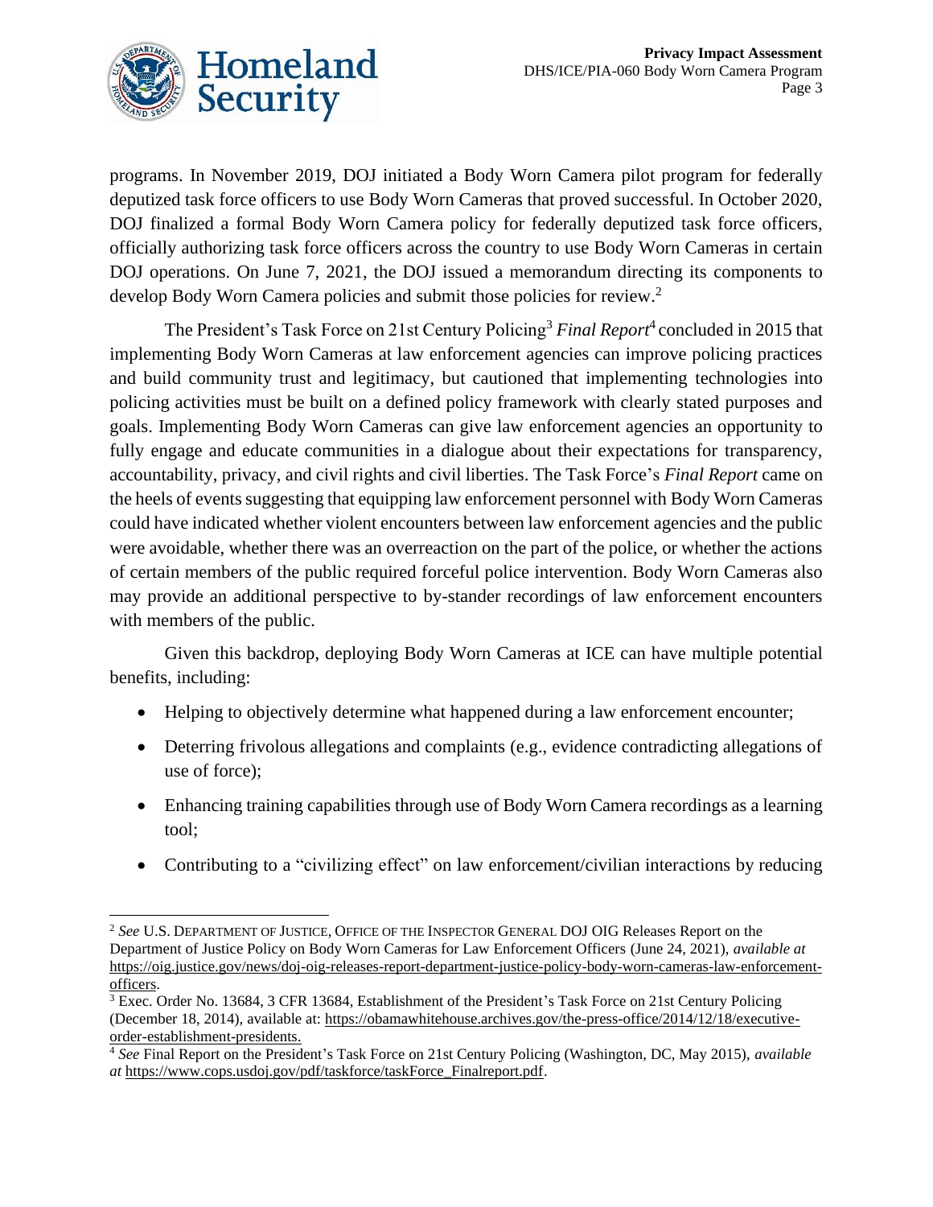programs. In November 2019, DOJ initiated a Body Worn Camera pilot program for federally deputized task force officers to use Body Worn Cameras that proved successful. In October 2020, DOJ finalized a formal Body Worn Camera policy for federally deputized task force officers, officially authorizing task force officers across the country to use Body Worn Cameras in certain DOJ operations. On June 7, 2021, the DOJ issued a memorandum directing its components to develop Body Worn Camera policies and submit those policies for review.[2]

The President's Task Force on 21st Century Policing[3] *Final Report*[4] concluded in 2015 that implementing Body Worn Cameras at law enforcement agencies can improve policing practices and build community trust and legitimacy, but cautioned that implementing technologies into policing activities must be built on a defined policy framework with clearly stated purposes and goals. Implementing Body Worn Cameras can give law enforcement agencies an opportunity to fully engage and educate communities in a dialogue about their expectations for transparency, accountability, privacy, and civil rights and civil liberties. The Task Force's *Final Report* came on the heels of events suggesting that equipping law enforcement personnel with Body Worn Cameras could have indicated whether violent encounters between law enforcement agencies and the public were avoidable, whether there was an overreaction on the part of the police, or whether the actions of certain members of the public required forceful police intervention. Body Worn Cameras also may provide an additional perspective to by-stander recordings of law enforcement encounters with members of the public.

Given this backdrop, deploying Body Worn Cameras at ICE can have multiple potential benefits, including:

- Helping to objectively determine what happened during a law enforcement encounter;
- Deterring frivolous allegations and complaints (e.g., evidence contradicting allegations of use of force);
- Enhancing training capabilities through use of Body Worn Camera recordings as a learning tool;
- Contributing to a "civilizing effect" on law enforcement/civilian interactions by reducing

---

[2] *See* U.S. DEPARTMENT OF JUSTICE, OFFICE OF THE INSPECTOR GENERAL DOJ OIG Releases Report on the Department of Justice Policy on Body Worn Cameras for Law Enforcement Officers (June 24, 2021), *available at* https://oig.justice.gov/news/doj-oig-releases-report-department-justice-policy-body-worn-cameras-law-enforcement-officers.

[3] Exec. Order No. 13684, 3 CFR 13684, Establishment of the President's Task Force on 21st Century Policing (December 18, 2014), available at: https://obamawhitehouse.archives.gov/the-press-office/2014/12/18/executive-order-establishment-presidents.

[4] *See* Final Report on the President's Task Force on 21st Century Policing (Washington, DC, May 2015), *available at* https://www.cops.usdoj.gov/pdf/taskforce/taskForce_Finalreport.pdf.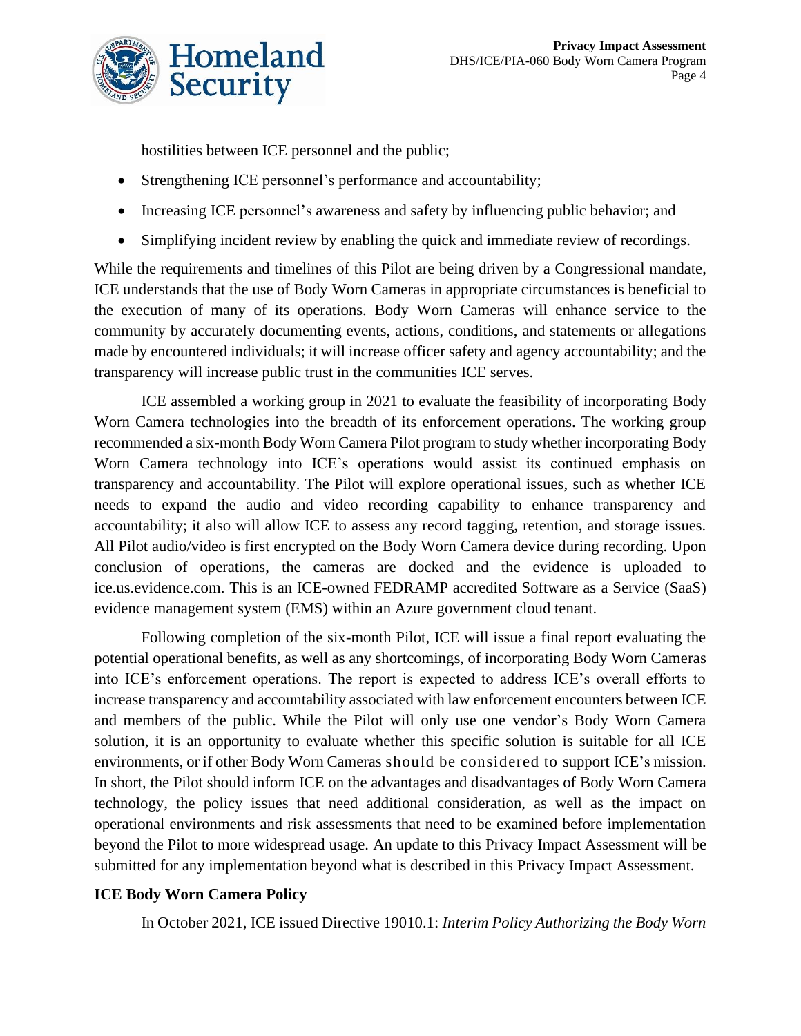hostilities between ICE personnel and the public;

- Strengthening ICE personnel's performance and accountability;
- Increasing ICE personnel's awareness and safety by influencing public behavior; and
- Simplifying incident review by enabling the quick and immediate review of recordings.

While the requirements and timelines of this Pilot are being driven by a Congressional mandate, ICE understands that the use of Body Worn Cameras in appropriate circumstances is beneficial to the execution of many of its operations. Body Worn Cameras will enhance service to the community by accurately documenting events, actions, conditions, and statements or allegations made by encountered individuals; it will increase officer safety and agency accountability; and the transparency will increase public trust in the communities ICE serves.

ICE assembled a working group in 2021 to evaluate the feasibility of incorporating Body Worn Camera technologies into the breadth of its enforcement operations. The working group recommended a six-month Body Worn Camera Pilot program to study whether incorporating Body Worn Camera technology into ICE's operations would assist its continued emphasis on transparency and accountability. The Pilot will explore operational issues, such as whether ICE needs to expand the audio and video recording capability to enhance transparency and accountability; it also will allow ICE to assess any record tagging, retention, and storage issues. All Pilot audio/video is first encrypted on the Body Worn Camera device during recording. Upon conclusion of operations, the cameras are docked and the evidence is uploaded to ice.us.evidence.com. This is an ICE-owned FEDRAMP accredited Software as a Service (SaaS) evidence management system (EMS) within an Azure government cloud tenant.

Following completion of the six-month Pilot, ICE will issue a final report evaluating the potential operational benefits, as well as any shortcomings, of incorporating Body Worn Cameras into ICE's enforcement operations. The report is expected to address ICE's overall efforts to increase transparency and accountability associated with law enforcement encounters between ICE and members of the public. While the Pilot will only use one vendor's Body Worn Camera solution, it is an opportunity to evaluate whether this specific solution is suitable for all ICE environments, or if other Body Worn Cameras should be considered to support ICE's mission. In short, the Pilot should inform ICE on the advantages and disadvantages of Body Worn Camera technology, the policy issues that need additional consideration, as well as the impact on operational environments and risk assessments that need to be examined before implementation beyond the Pilot to more widespread usage. An update to this Privacy Impact Assessment will be submitted for any implementation beyond what is described in this Privacy Impact Assessment.

**ICE Body Worn Camera Policy**

In October 2021, ICE issued Directive 19010.1: *Interim Policy Authorizing the Body Worn*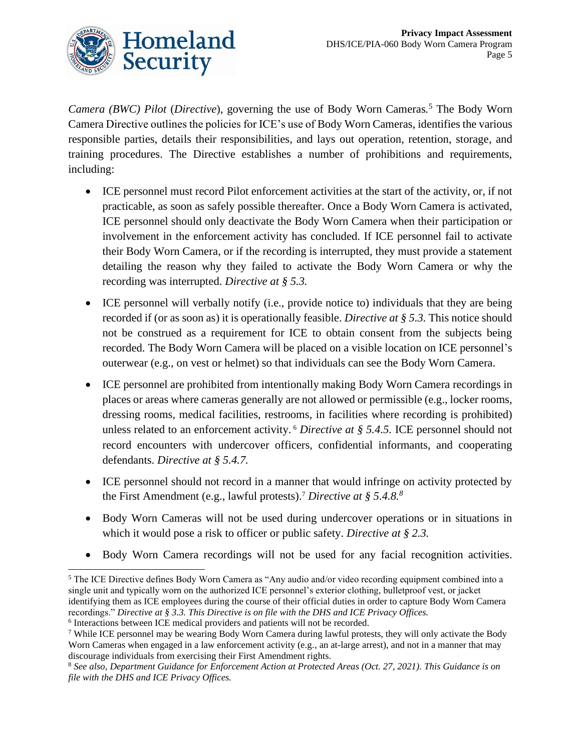*Camera (BWC) Pilot* (*Directive*), governing the use of Body Worn Cameras.[5] The Body Worn Camera Directive outlines the policies for ICE's use of Body Worn Cameras, identifies the various responsible parties, details their responsibilities, and lays out operation, retention, storage, and training procedures. The Directive establishes a number of prohibitions and requirements, including:

- ICE personnel must record Pilot enforcement activities at the start of the activity, or, if not practicable, as soon as safely possible thereafter. Once a Body Worn Camera is activated, ICE personnel should only deactivate the Body Worn Camera when their participation or involvement in the enforcement activity has concluded. If ICE personnel fail to activate their Body Worn Camera, or if the recording is interrupted, they must provide a statement detailing the reason why they failed to activate the Body Worn Camera or why the recording was interrupted. *Directive at § 5.3.*
- ICE personnel will verbally notify (i.e., provide notice to) individuals that they are being recorded if (or as soon as) it is operationally feasible. *Directive at § 5.3.* This notice should not be construed as a requirement for ICE to obtain consent from the subjects being recorded. The Body Worn Camera will be placed on a visible location on ICE personnel's outerwear (e.g., on vest or helmet) so that individuals can see the Body Worn Camera.
- ICE personnel are prohibited from intentionally making Body Worn Camera recordings in places or areas where cameras generally are not allowed or permissible (e.g., locker rooms, dressing rooms, medical facilities, restrooms, in facilities where recording is prohibited) unless related to an enforcement activity.[6] *Directive at § 5.4.5.* ICE personnel should not record encounters with undercover officers, confidential informants, and cooperating defendants. *Directive at § 5.4.7.*
- ICE personnel should not record in a manner that would infringe on activity protected by the First Amendment (e.g., lawful protests).[7] *Directive at § 5.4.8.*[8]
- Body Worn Cameras will not be used during undercover operations or in situations in which it would pose a risk to officer or public safety. *Directive at § 2.3.*
- Body Worn Camera recordings will not be used for any facial recognition activities.

---

[5] The ICE Directive defines Body Worn Camera as "Any audio and/or video recording equipment combined into a single unit and typically worn on the authorized ICE personnel's exterior clothing, bulletproof vest, or jacket identifying them as ICE employees during the course of their official duties in order to capture Body Worn Camera recordings." *Directive at § 3.3. This Directive is on file with the DHS and ICE Privacy Offices.*

[6] Interactions between ICE medical providers and patients will not be recorded.

[7] While ICE personnel may be wearing Body Worn Camera during lawful protests, they will only activate the Body Worn Cameras when engaged in a law enforcement activity (e.g., an at-large arrest), and not in a manner that may discourage individuals from exercising their First Amendment rights.

[8] *See also, Department Guidance for Enforcement Action at Protected Areas (Oct. 27, 2021). This Guidance is on file with the DHS and ICE Privacy Offices.*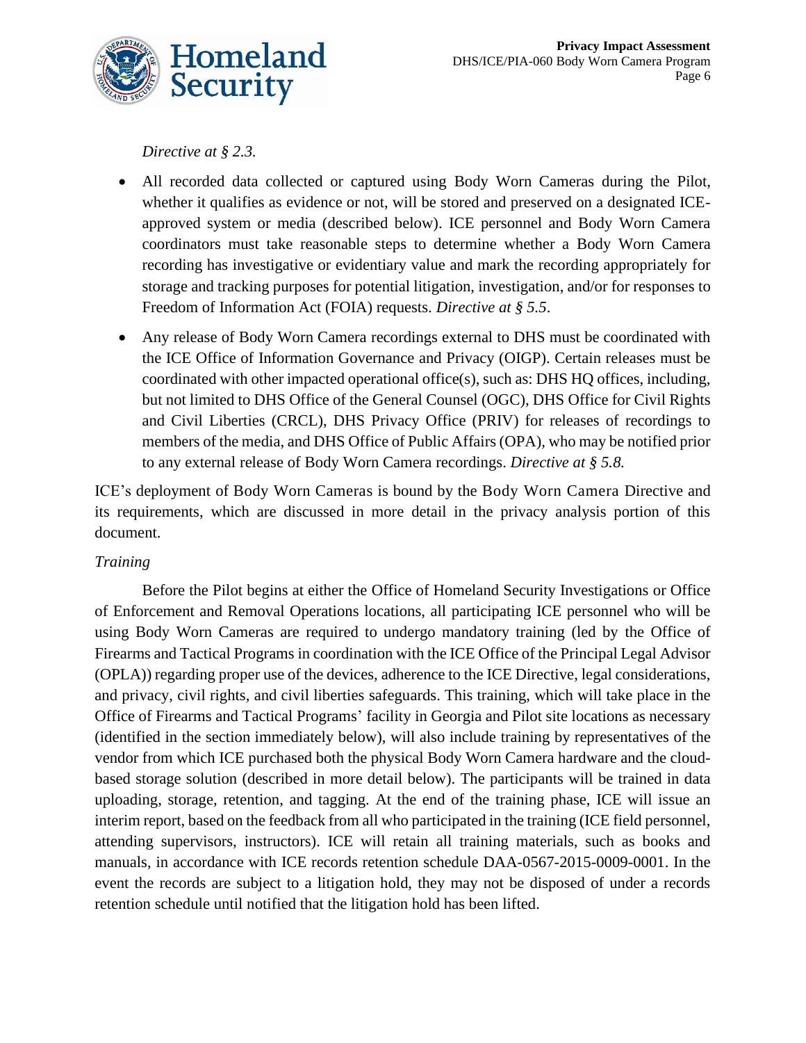*Directive at § 2.3.*

- All recorded data collected or captured using Body Worn Cameras during the Pilot, whether it qualifies as evidence or not, will be stored and preserved on a designated ICE-approved system or media (described below). ICE personnel and Body Worn Camera coordinators must take reasonable steps to determine whether a Body Worn Camera recording has investigative or evidentiary value and mark the recording appropriately for storage and tracking purposes for potential litigation, investigation, and/or for responses to Freedom of Information Act (FOIA) requests. *Directive at § 5.5*.
- Any release of Body Worn Camera recordings external to DHS must be coordinated with the ICE Office of Information Governance and Privacy (OIGP). Certain releases must be coordinated with other impacted operational office(s), such as: DHS HQ offices, including, but not limited to DHS Office of the General Counsel (OGC), DHS Office for Civil Rights and Civil Liberties (CRCL), DHS Privacy Office (PRIV) for releases of recordings to members of the media, and DHS Office of Public Affairs (OPA), who may be notified prior to any external release of Body Worn Camera recordings. *Directive at § 5.8.*

ICE's deployment of Body Worn Cameras is bound by the Body Worn Camera Directive and its requirements, which are discussed in more detail in the privacy analysis portion of this document.

*Training*

Before the Pilot begins at either the Office of Homeland Security Investigations or Office of Enforcement and Removal Operations locations, all participating ICE personnel who will be using Body Worn Cameras are required to undergo mandatory training (led by the Office of Firearms and Tactical Programs in coordination with the ICE Office of the Principal Legal Advisor (OPLA)) regarding proper use of the devices, adherence to the ICE Directive, legal considerations, and privacy, civil rights, and civil liberties safeguards. This training, which will take place in the Office of Firearms and Tactical Programs' facility in Georgia and Pilot site locations as necessary (identified in the section immediately below), will also include training by representatives of the vendor from which ICE purchased both the physical Body Worn Camera hardware and the cloud-based storage solution (described in more detail below). The participants will be trained in data uploading, storage, retention, and tagging. At the end of the training phase, ICE will issue an interim report, based on the feedback from all who participated in the training (ICE field personnel, attending supervisors, instructors). ICE will retain all training materials, such as books and manuals, in accordance with ICE records retention schedule DAA-0567-2015-0009-0001. In the event the records are subject to a litigation hold, they may not be disposed of under a records retention schedule until notified that the litigation hold has been lifted.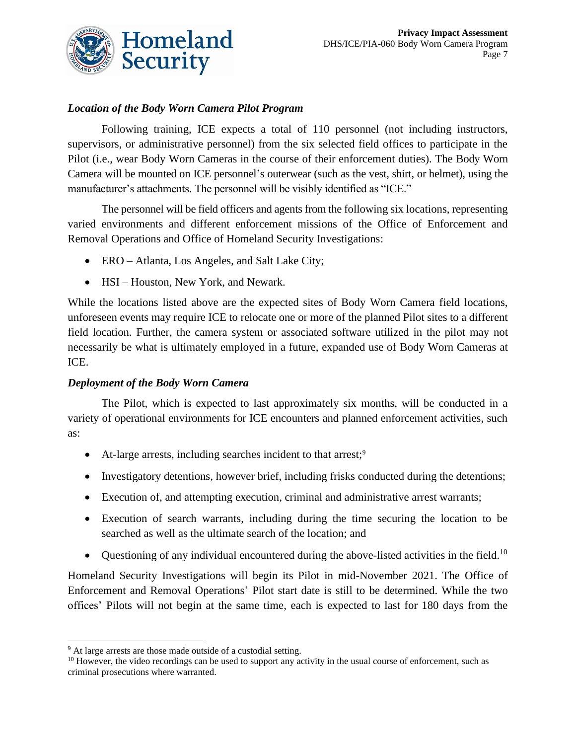*Location of the Body Worn Camera Pilot Program*

Following training, ICE expects a total of 110 personnel (not including instructors, supervisors, or administrative personnel) from the six selected field offices to participate in the Pilot (i.e., wear Body Worn Cameras in the course of their enforcement duties). The Body Worn Camera will be mounted on ICE personnel's outerwear (such as the vest, shirt, or helmet), using the manufacturer's attachments. The personnel will be visibly identified as "ICE."

The personnel will be field officers and agents from the following six locations, representing varied environments and different enforcement missions of the Office of Enforcement and Removal Operations and Office of Homeland Security Investigations:

- ERO – Atlanta, Los Angeles, and Salt Lake City;
- HSI – Houston, New York, and Newark.

While the locations listed above are the expected sites of Body Worn Camera field locations, unforeseen events may require ICE to relocate one or more of the planned Pilot sites to a different field location. Further, the camera system or associated software utilized in the pilot may not necessarily be what is ultimately employed in a future, expanded use of Body Worn Cameras at ICE.

*Deployment of the Body Worn Camera*

The Pilot, which is expected to last approximately six months, will be conducted in a variety of operational environments for ICE encounters and planned enforcement activities, such as:

- At-large arrests, including searches incident to that arrest;[9]
- Investigatory detentions, however brief, including frisks conducted during the detentions;
- Execution of, and attempting execution, criminal and administrative arrest warrants;
- Execution of search warrants, including during the time securing the location to be searched as well as the ultimate search of the location; and
- Questioning of any individual encountered during the above-listed activities in the field.[10]

Homeland Security Investigations will begin its Pilot in mid-November 2021. The Office of Enforcement and Removal Operations' Pilot start date is still to be determined. While the two offices' Pilots will not begin at the same time, each is expected to last for 180 days from the

---

[9] At large arrests are those made outside of a custodial setting.

[10] However, the video recordings can be used to support any activity in the usual course of enforcement, such as criminal prosecutions where warranted.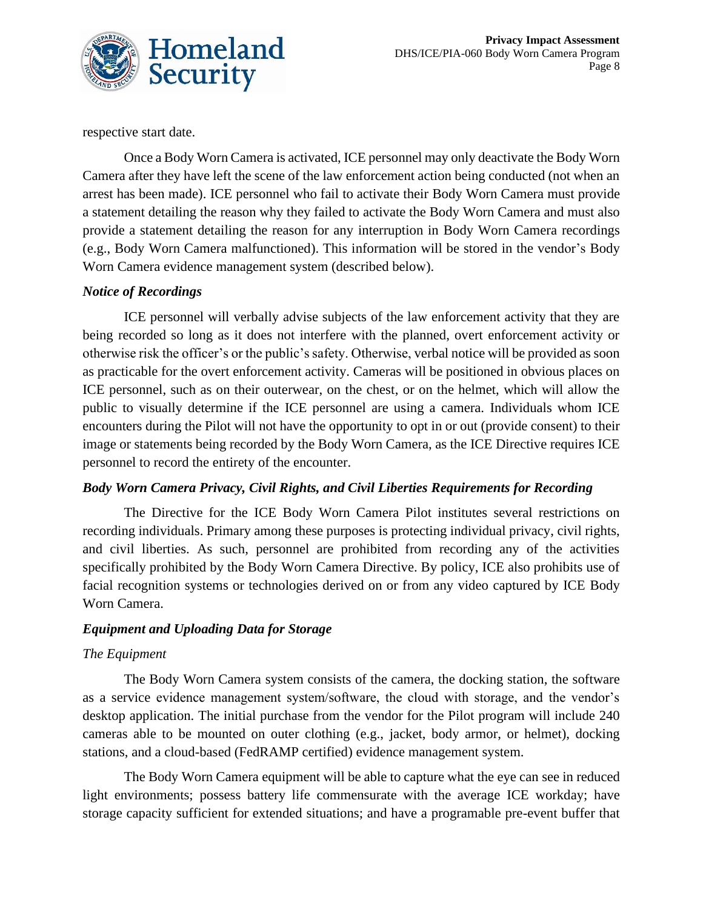respective start date.

Once a Body Worn Camera is activated, ICE personnel may only deactivate the Body Worn Camera after they have left the scene of the law enforcement action being conducted (not when an arrest has been made). ICE personnel who fail to activate their Body Worn Camera must provide a statement detailing the reason why they failed to activate the Body Worn Camera and must also provide a statement detailing the reason for any interruption in Body Worn Camera recordings (e.g., Body Worn Camera malfunctioned). This information will be stored in the vendor's Body Worn Camera evidence management system (described below).

***Notice of Recordings***

ICE personnel will verbally advise subjects of the law enforcement activity that they are being recorded so long as it does not interfere with the planned, overt enforcement activity or otherwise risk the officer's or the public's safety. Otherwise, verbal notice will be provided as soon as practicable for the overt enforcement activity. Cameras will be positioned in obvious places on ICE personnel, such as on their outerwear, on the chest, or on the helmet, which will allow the public to visually determine if the ICE personnel are using a camera. Individuals whom ICE encounters during the Pilot will not have the opportunity to opt in or out (provide consent) to their image or statements being recorded by the Body Worn Camera, as the ICE Directive requires ICE personnel to record the entirety of the encounter.

***Body Worn Camera Privacy, Civil Rights, and Civil Liberties Requirements for Recording***

The Directive for the ICE Body Worn Camera Pilot institutes several restrictions on recording individuals. Primary among these purposes is protecting individual privacy, civil rights, and civil liberties. As such, personnel are prohibited from recording any of the activities specifically prohibited by the Body Worn Camera Directive. By policy, ICE also prohibits use of facial recognition systems or technologies derived on or from any video captured by ICE Body Worn Camera.

***Equipment and Uploading Data for Storage***

*The Equipment*

The Body Worn Camera system consists of the camera, the docking station, the software as a service evidence management system/software, the cloud with storage, and the vendor's desktop application. The initial purchase from the vendor for the Pilot program will include 240 cameras able to be mounted on outer clothing (e.g., jacket, body armor, or helmet), docking stations, and a cloud-based (FedRAMP certified) evidence management system.

The Body Worn Camera equipment will be able to capture what the eye can see in reduced light environments; possess battery life commensurate with the average ICE workday; have storage capacity sufficient for extended situations; and have a programable pre-event buffer that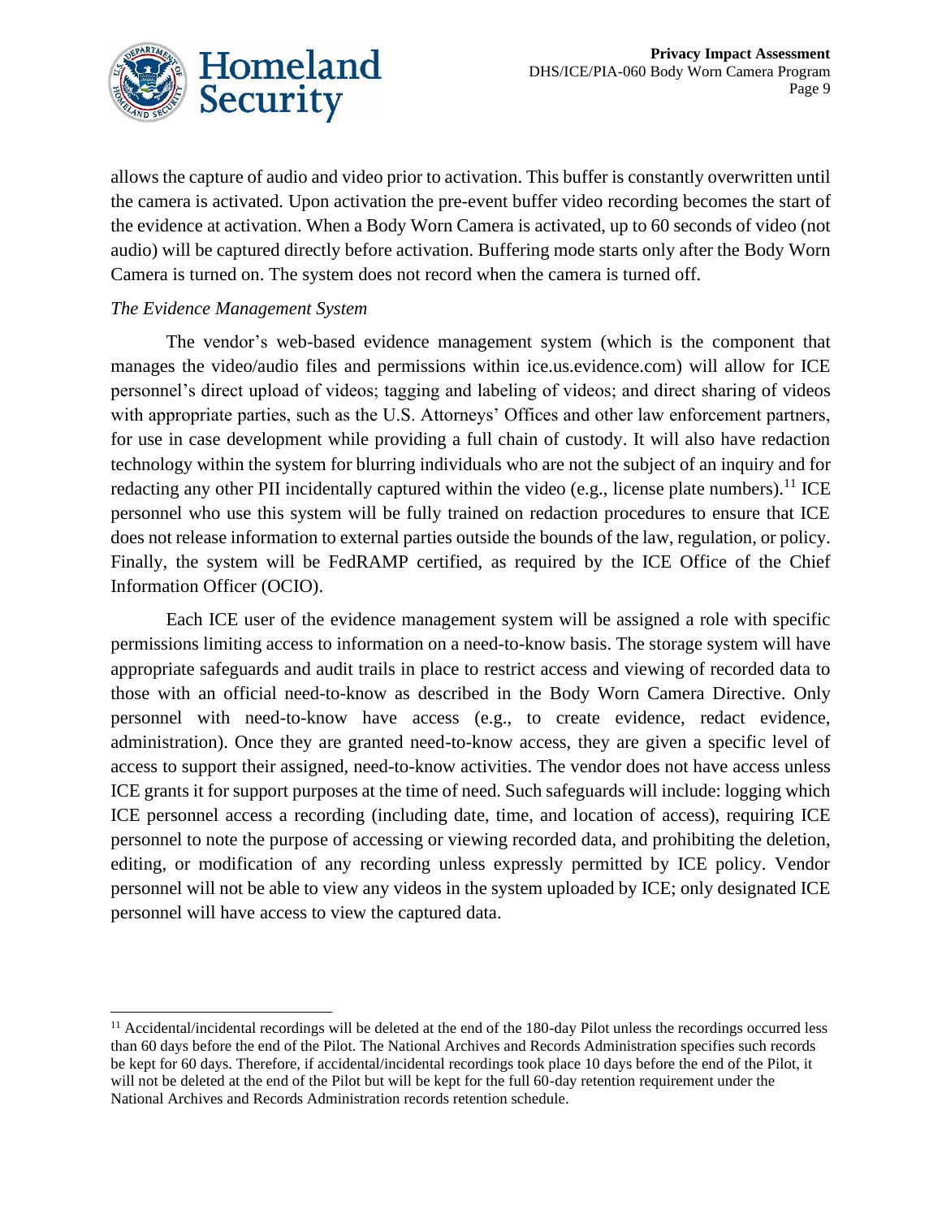allows the capture of audio and video prior to activation. This buffer is constantly overwritten until the camera is activated. Upon activation the pre-event buffer video recording becomes the start of the evidence at activation. When a Body Worn Camera is activated, up to 60 seconds of video (not audio) will be captured directly before activation. Buffering mode starts only after the Body Worn Camera is turned on. The system does not record when the camera is turned off.

*The Evidence Management System*

The vendor's web-based evidence management system (which is the component that manages the video/audio files and permissions within ice.us.evidence.com) will allow for ICE personnel's direct upload of videos; tagging and labeling of videos; and direct sharing of videos with appropriate parties, such as the U.S. Attorneys' Offices and other law enforcement partners, for use in case development while providing a full chain of custody. It will also have redaction technology within the system for blurring individuals who are not the subject of an inquiry and for redacting any other PII incidentally captured within the video (e.g., license plate numbers).[11] ICE personnel who use this system will be fully trained on redaction procedures to ensure that ICE does not release information to external parties outside the bounds of the law, regulation, or policy. Finally, the system will be FedRAMP certified, as required by the ICE Office of the Chief Information Officer (OCIO).

Each ICE user of the evidence management system will be assigned a role with specific permissions limiting access to information on a need-to-know basis. The storage system will have appropriate safeguards and audit trails in place to restrict access and viewing of recorded data to those with an official need-to-know as described in the Body Worn Camera Directive. Only personnel with need-to-know have access (e.g., to create evidence, redact evidence, administration). Once they are granted need-to-know access, they are given a specific level of access to support their assigned, need-to-know activities. The vendor does not have access unless ICE grants it for support purposes at the time of need. Such safeguards will include: logging which ICE personnel access a recording (including date, time, and location of access), requiring ICE personnel to note the purpose of accessing or viewing recorded data, and prohibiting the deletion, editing, or modification of any recording unless expressly permitted by ICE policy. Vendor personnel will not be able to view any videos in the system uploaded by ICE; only designated ICE personnel will have access to view the captured data.

---

[11] Accidental/incidental recordings will be deleted at the end of the 180-day Pilot unless the recordings occurred less than 60 days before the end of the Pilot. The National Archives and Records Administration specifies such records be kept for 60 days. Therefore, if accidental/incidental recordings took place 10 days before the end of the Pilot, it will not be deleted at the end of the Pilot but will be kept for the full 60-day retention requirement under the National Archives and Records Administration records retention schedule.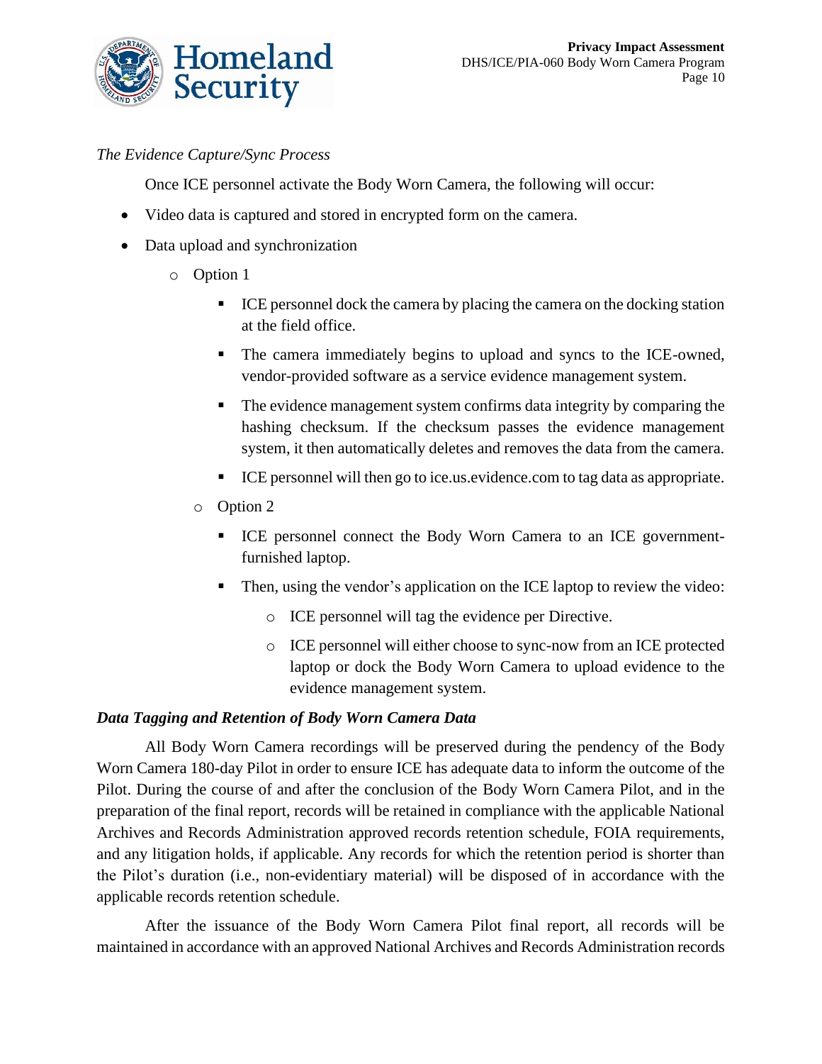*The Evidence Capture/Sync Process*

Once ICE personnel activate the Body Worn Camera, the following will occur:

- Video data is captured and stored in encrypted form on the camera.
- Data upload and synchronization
    - Option 1
        - ICE personnel dock the camera by placing the camera on the docking station at the field office.
        - The camera immediately begins to upload and syncs to the ICE-owned, vendor-provided software as a service evidence management system.
        - The evidence management system confirms data integrity by comparing the hashing checksum. If the checksum passes the evidence management system, it then automatically deletes and removes the data from the camera.
        - ICE personnel will then go to ice.us.evidence.com to tag data as appropriate.
    - Option 2
        - ICE personnel connect the Body Worn Camera to an ICE government-furnished laptop.
        - Then, using the vendor's application on the ICE laptop to review the video:
            - ICE personnel will tag the evidence per Directive.
            - ICE personnel will either choose to sync-now from an ICE protected laptop or dock the Body Worn Camera to upload evidence to the evidence management system.

***Data Tagging and Retention of Body Worn Camera Data***

All Body Worn Camera recordings will be preserved during the pendency of the Body Worn Camera 180-day Pilot in order to ensure ICE has adequate data to inform the outcome of the Pilot. During the course of and after the conclusion of the Body Worn Camera Pilot, and in the preparation of the final report, records will be retained in compliance with the applicable National Archives and Records Administration approved records retention schedule, FOIA requirements, and any litigation holds, if applicable. Any records for which the retention period is shorter than the Pilot's duration (i.e., non-evidentiary material) will be disposed of in accordance with the applicable records retention schedule.

After the issuance of the Body Worn Camera Pilot final report, all records will be maintained in accordance with an approved National Archives and Records Administration records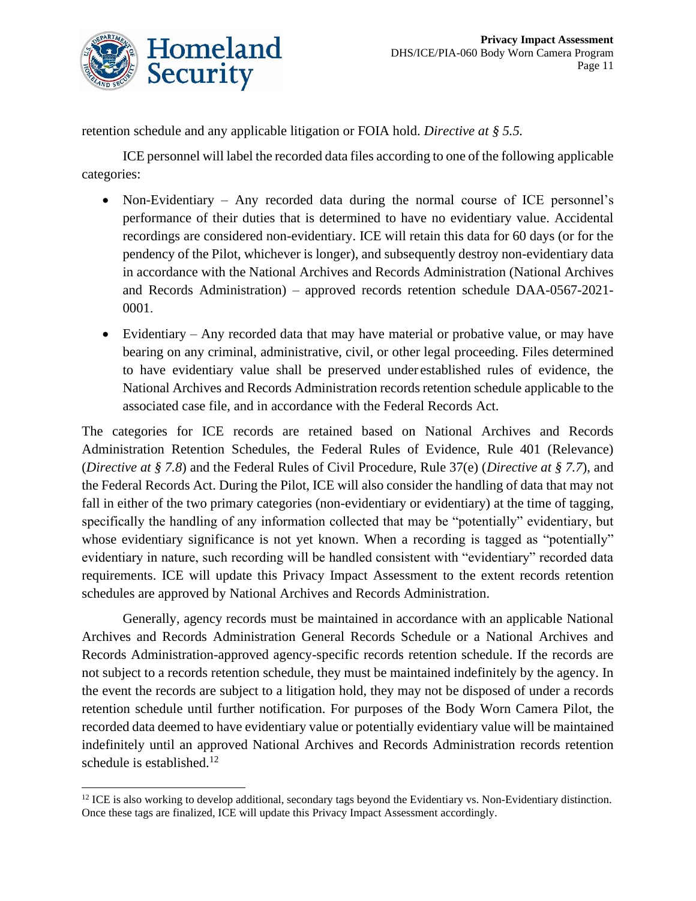retention schedule and any applicable litigation or FOIA hold. *Directive at § 5.5.*

ICE personnel will label the recorded data files according to one of the following applicable categories:

- Non-Evidentiary – Any recorded data during the normal course of ICE personnel's performance of their duties that is determined to have no evidentiary value. Accidental recordings are considered non-evidentiary. ICE will retain this data for 60 days (or for the pendency of the Pilot, whichever is longer), and subsequently destroy non-evidentiary data in accordance with the National Archives and Records Administration (National Archives and Records Administration) – approved records retention schedule DAA-0567-2021-0001.
- Evidentiary – Any recorded data that may have material or probative value, or may have bearing on any criminal, administrative, civil, or other legal proceeding. Files determined to have evidentiary value shall be preserved under established rules of evidence, the National Archives and Records Administration records retention schedule applicable to the associated case file, and in accordance with the Federal Records Act.

The categories for ICE records are retained based on National Archives and Records Administration Retention Schedules, the Federal Rules of Evidence, Rule 401 (Relevance) (*Directive at § 7.8*) and the Federal Rules of Civil Procedure, Rule 37(e) (*Directive at § 7.7*), and the Federal Records Act. During the Pilot, ICE will also consider the handling of data that may not fall in either of the two primary categories (non-evidentiary or evidentiary) at the time of tagging, specifically the handling of any information collected that may be "potentially" evidentiary, but whose evidentiary significance is not yet known. When a recording is tagged as "potentially" evidentiary in nature, such recording will be handled consistent with "evidentiary" recorded data requirements. ICE will update this Privacy Impact Assessment to the extent records retention schedules are approved by National Archives and Records Administration.

Generally, agency records must be maintained in accordance with an applicable National Archives and Records Administration General Records Schedule or a National Archives and Records Administration-approved agency-specific records retention schedule. If the records are not subject to a records retention schedule, they must be maintained indefinitely by the agency. In the event the records are subject to a litigation hold, they may not be disposed of under a records retention schedule until further notification. For purposes of the Body Worn Camera Pilot, the recorded data deemed to have evidentiary value or potentially evidentiary value will be maintained indefinitely until an approved National Archives and Records Administration records retention schedule is established.[12]

---

[12] ICE is also working to develop additional, secondary tags beyond the Evidentiary vs. Non-Evidentiary distinction. Once these tags are finalized, ICE will update this Privacy Impact Assessment accordingly.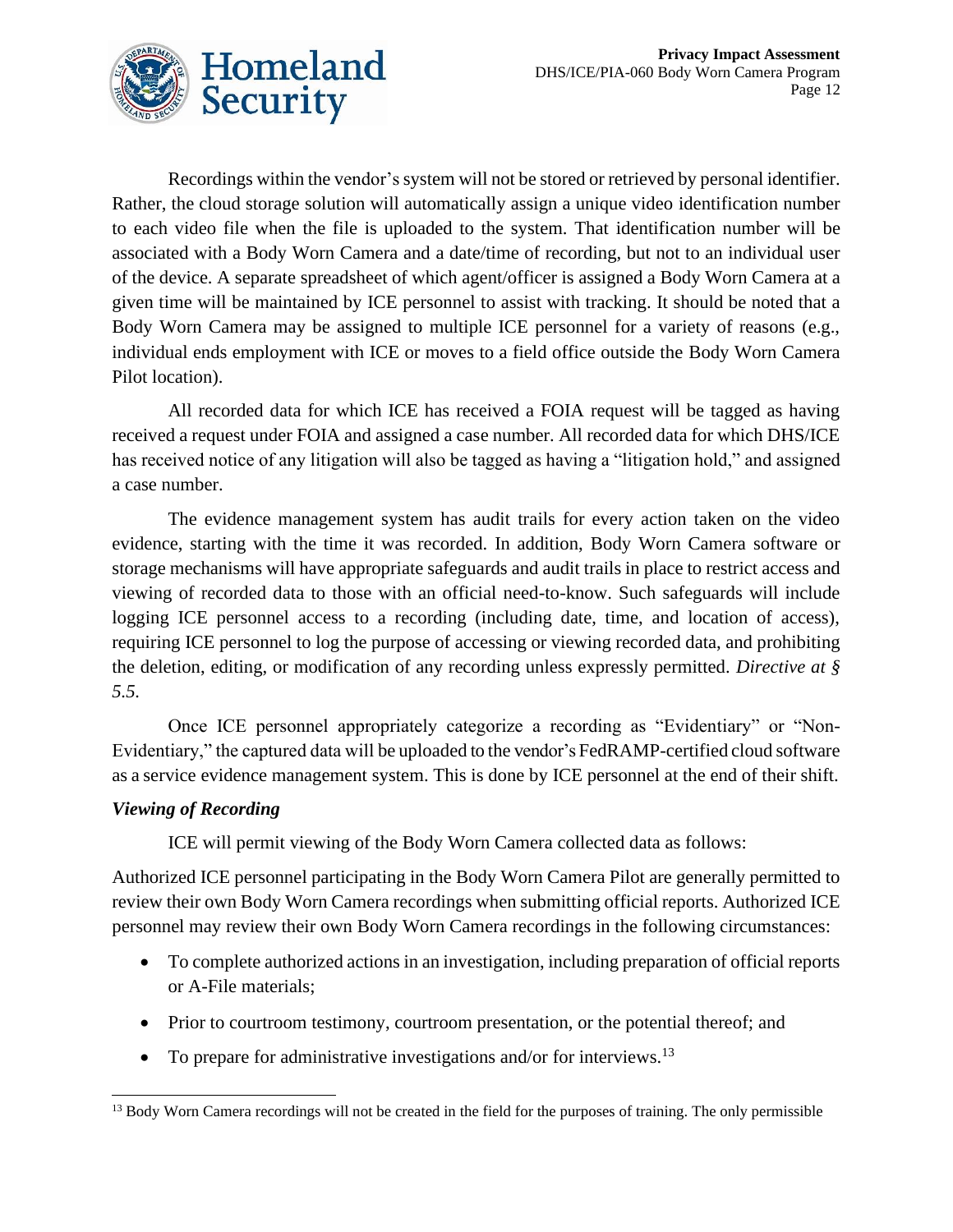Recordings within the vendor's system will not be stored or retrieved by personal identifier. Rather, the cloud storage solution will automatically assign a unique video identification number to each video file when the file is uploaded to the system. That identification number will be associated with a Body Worn Camera and a date/time of recording, but not to an individual user of the device. A separate spreadsheet of which agent/officer is assigned a Body Worn Camera at a given time will be maintained by ICE personnel to assist with tracking. It should be noted that a Body Worn Camera may be assigned to multiple ICE personnel for a variety of reasons (e.g., individual ends employment with ICE or moves to a field office outside the Body Worn Camera Pilot location).

All recorded data for which ICE has received a FOIA request will be tagged as having received a request under FOIA and assigned a case number. All recorded data for which DHS/ICE has received notice of any litigation will also be tagged as having a "litigation hold," and assigned a case number.

The evidence management system has audit trails for every action taken on the video evidence, starting with the time it was recorded. In addition, Body Worn Camera software or storage mechanisms will have appropriate safeguards and audit trails in place to restrict access and viewing of recorded data to those with an official need-to-know. Such safeguards will include logging ICE personnel access to a recording (including date, time, and location of access), requiring ICE personnel to log the purpose of accessing or viewing recorded data, and prohibiting the deletion, editing, or modification of any recording unless expressly permitted. *Directive at § 5.5.*

Once ICE personnel appropriately categorize a recording as "Evidentiary" or "Non-Evidentiary," the captured data will be uploaded to the vendor's FedRAMP-certified cloud software as a service evidence management system. This is done by ICE personnel at the end of their shift.

### *Viewing of Recording*

ICE will permit viewing of the Body Worn Camera collected data as follows:

Authorized ICE personnel participating in the Body Worn Camera Pilot are generally permitted to review their own Body Worn Camera recordings when submitting official reports. Authorized ICE personnel may review their own Body Worn Camera recordings in the following circumstances:

- To complete authorized actions in an investigation, including preparation of official reports or A-File materials;
- Prior to courtroom testimony, courtroom presentation, or the potential thereof; and
- To prepare for administrative investigations and/or for interviews.[13]

[13] Body Worn Camera recordings will not be created in the field for the purposes of training. The only permissible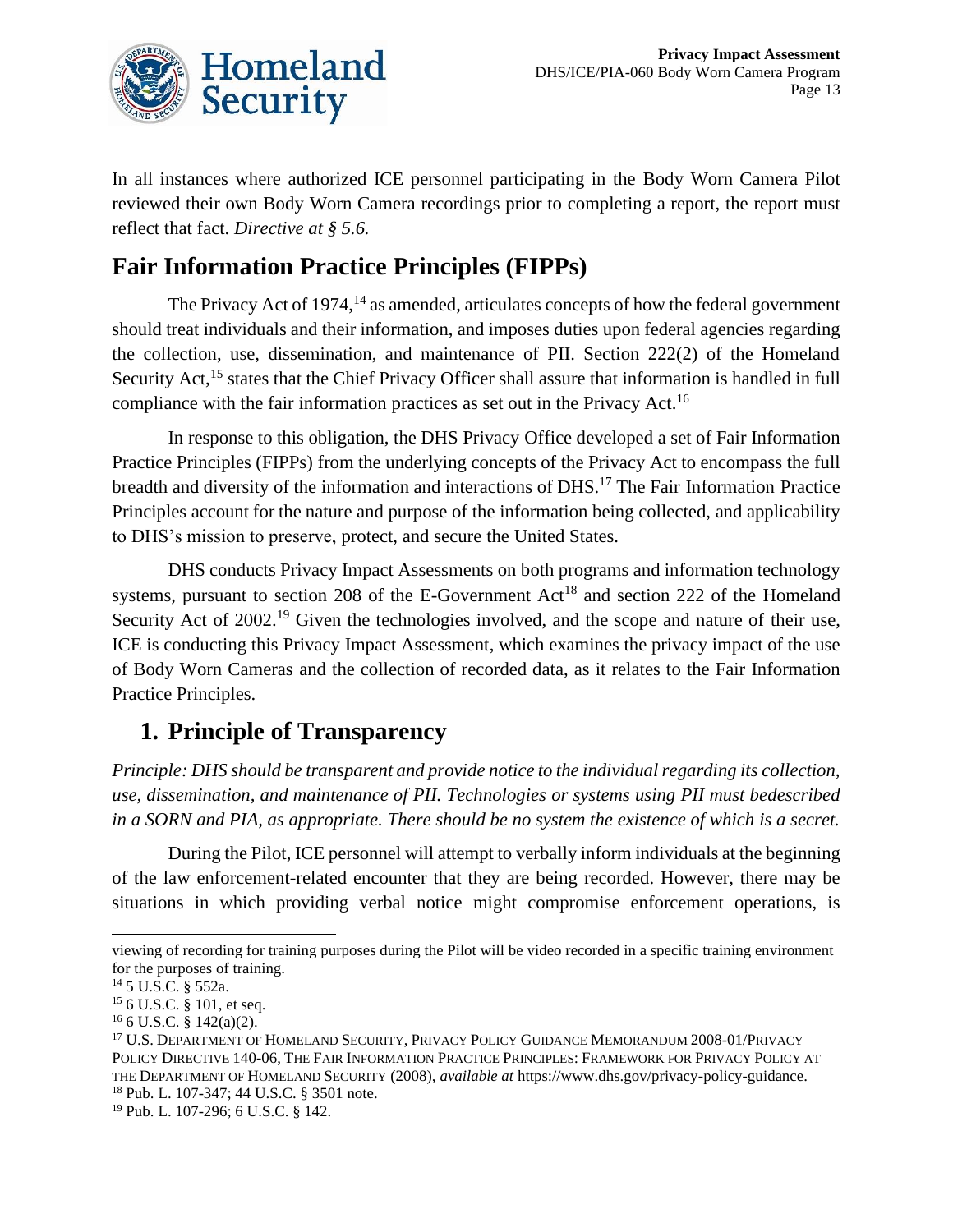In all instances where authorized ICE personnel participating in the Body Worn Camera Pilot reviewed their own Body Worn Camera recordings prior to completing a report, the report must reflect that fact. *Directive at § 5.6.*

# Fair Information Practice Principles (FIPPs)

The Privacy Act of 1974,[14] as amended, articulates concepts of how the federal government should treat individuals and their information, and imposes duties upon federal agencies regarding the collection, use, dissemination, and maintenance of PII. Section 222(2) of the Homeland Security Act,[15] states that the Chief Privacy Officer shall assure that information is handled in full compliance with the fair information practices as set out in the Privacy Act.[16]

In response to this obligation, the DHS Privacy Office developed a set of Fair Information Practice Principles (FIPPs) from the underlying concepts of the Privacy Act to encompass the full breadth and diversity of the information and interactions of DHS.[17] The Fair Information Practice Principles account for the nature and purpose of the information being collected, and applicability to DHS's mission to preserve, protect, and secure the United States.

DHS conducts Privacy Impact Assessments on both programs and information technology systems, pursuant to section 208 of the E-Government Act[18] and section 222 of the Homeland Security Act of 2002.[19] Given the technologies involved, and the scope and nature of their use, ICE is conducting this Privacy Impact Assessment, which examines the privacy impact of the use of Body Worn Cameras and the collection of recorded data, as it relates to the Fair Information Practice Principles.

## 1. Principle of Transparency

*Principle: DHS should be transparent and provide notice to the individual regarding its collection, use, dissemination, and maintenance of PII. Technologies or systems using PII must bedescribed in a SORN and PIA, as appropriate. There should be no system the existence of which is a secret.*

During the Pilot, ICE personnel will attempt to verbally inform individuals at the beginning of the law enforcement-related encounter that they are being recorded. However, there may be situations in which providing verbal notice might compromise enforcement operations, is

---

viewing of recording for training purposes during the Pilot will be video recorded in a specific training environment for the purposes of training.

[14] 5 U.S.C. § 552a.

[15] 6 U.S.C. § 101, et seq.

[16] 6 U.S.C. § 142(a)(2).

[17] U.S. Department of Homeland Security, Privacy Policy Guidance Memorandum 2008-01/Privacy Policy Directive 140-06, The Fair Information Practice Principles: Framework for Privacy Policy at the Department of Homeland Security (2008), *available at* https://www.dhs.gov/privacy-policy-guidance.

[18] Pub. L. 107-347; 44 U.S.C. § 3501 note.

[19] Pub. L. 107-296; 6 U.S.C. § 142.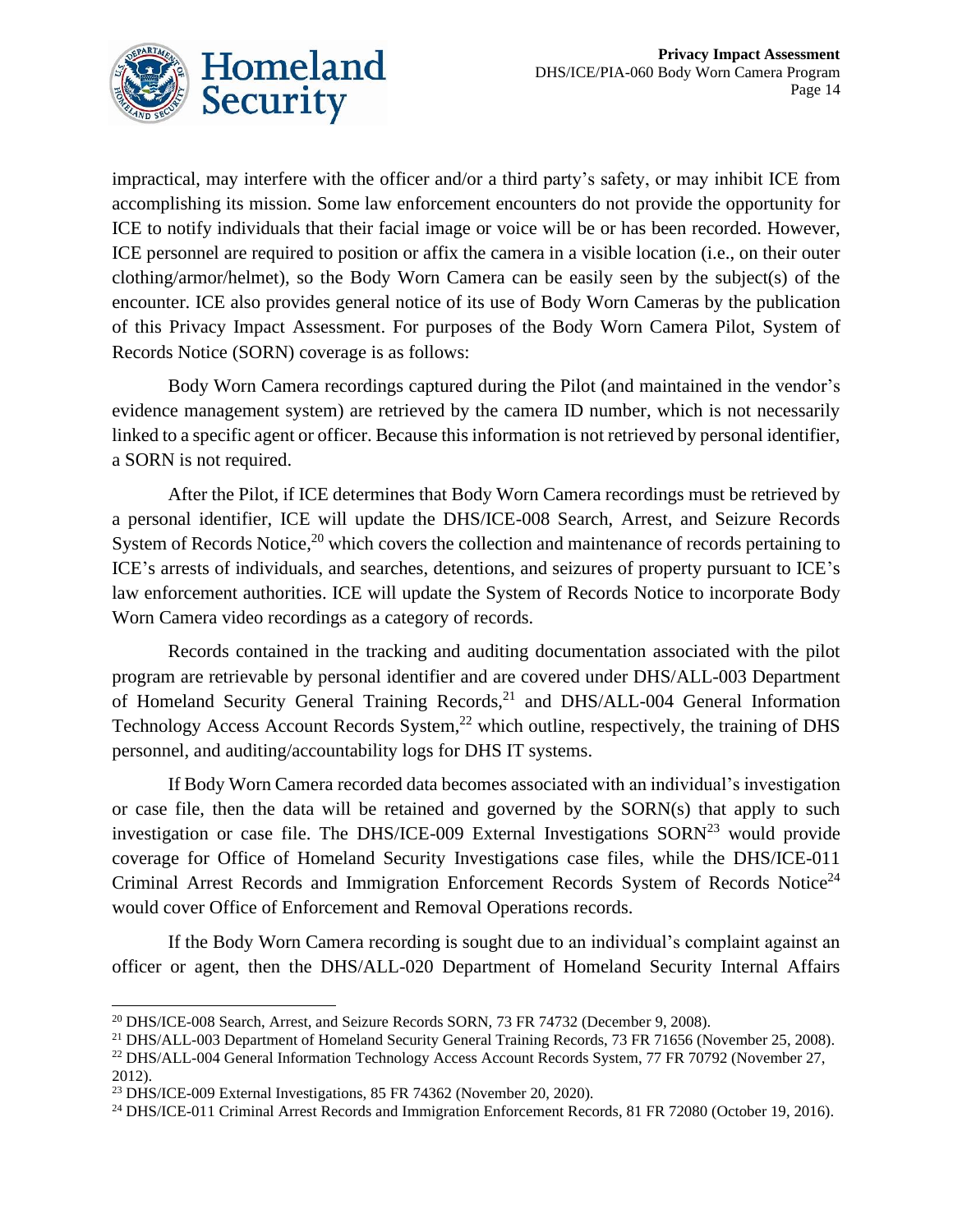impractical, may interfere with the officer and/or a third party's safety, or may inhibit ICE from accomplishing its mission. Some law enforcement encounters do not provide the opportunity for ICE to notify individuals that their facial image or voice will be or has been recorded. However, ICE personnel are required to position or affix the camera in a visible location (i.e., on their outer clothing/armor/helmet), so the Body Worn Camera can be easily seen by the subject(s) of the encounter. ICE also provides general notice of its use of Body Worn Cameras by the publication of this Privacy Impact Assessment. For purposes of the Body Worn Camera Pilot, System of Records Notice (SORN) coverage is as follows:

Body Worn Camera recordings captured during the Pilot (and maintained in the vendor's evidence management system) are retrieved by the camera ID number, which is not necessarily linked to a specific agent or officer. Because this information is not retrieved by personal identifier, a SORN is not required.

After the Pilot, if ICE determines that Body Worn Camera recordings must be retrieved by a personal identifier, ICE will update the DHS/ICE-008 Search, Arrest, and Seizure Records System of Records Notice,[20] which covers the collection and maintenance of records pertaining to ICE's arrests of individuals, and searches, detentions, and seizures of property pursuant to ICE's law enforcement authorities. ICE will update the System of Records Notice to incorporate Body Worn Camera video recordings as a category of records.

Records contained in the tracking and auditing documentation associated with the pilot program are retrievable by personal identifier and are covered under DHS/ALL-003 Department of Homeland Security General Training Records,[21] and DHS/ALL-004 General Information Technology Access Account Records System,[22] which outline, respectively, the training of DHS personnel, and auditing/accountability logs for DHS IT systems.

If Body Worn Camera recorded data becomes associated with an individual's investigation or case file, then the data will be retained and governed by the SORN(s) that apply to such investigation or case file. The DHS/ICE-009 External Investigations SORN[23] would provide coverage for Office of Homeland Security Investigations case files, while the DHS/ICE-011 Criminal Arrest Records and Immigration Enforcement Records System of Records Notice[24] would cover Office of Enforcement and Removal Operations records.

If the Body Worn Camera recording is sought due to an individual's complaint against an officer or agent, then the DHS/ALL-020 Department of Homeland Security Internal Affairs

---

[20] DHS/ICE-008 Search, Arrest, and Seizure Records SORN, 73 FR 74732 (December 9, 2008).

[21] DHS/ALL-003 Department of Homeland Security General Training Records, 73 FR 71656 (November 25, 2008).

[22] DHS/ALL-004 General Information Technology Access Account Records System, 77 FR 70792 (November 27, 2012).

[23] DHS/ICE-009 External Investigations, 85 FR 74362 (November 20, 2020).

[24] DHS/ICE-011 Criminal Arrest Records and Immigration Enforcement Records, 81 FR 72080 (October 19, 2016).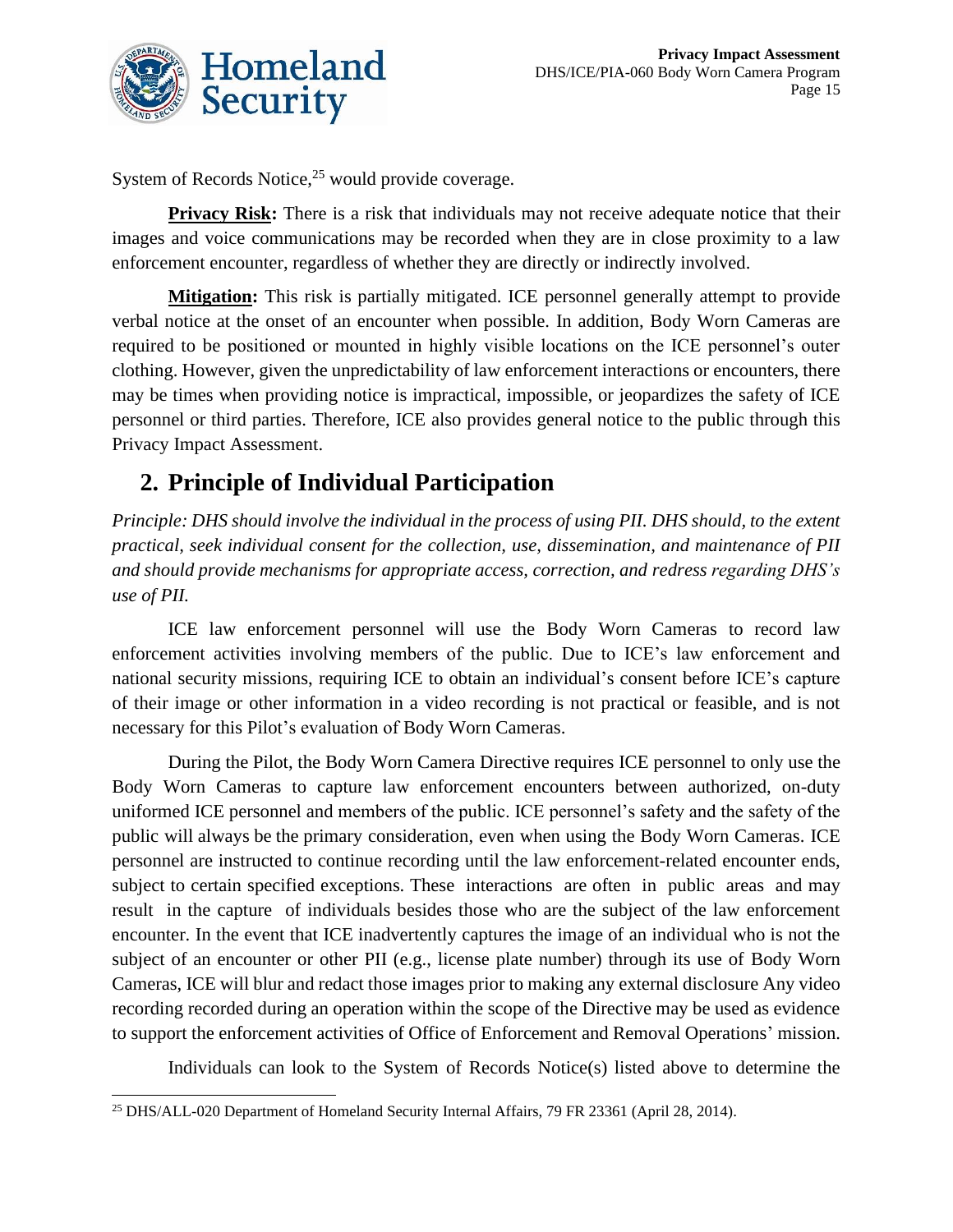System of Records Notice,[25] would provide coverage.

**Privacy Risk:** There is a risk that individuals may not receive adequate notice that their images and voice communications may be recorded when they are in close proximity to a law enforcement encounter, regardless of whether they are directly or indirectly involved.

**Mitigation:** This risk is partially mitigated. ICE personnel generally attempt to provide verbal notice at the onset of an encounter when possible. In addition, Body Worn Cameras are required to be positioned or mounted in highly visible locations on the ICE personnel's outer clothing. However, given the unpredictability of law enforcement interactions or encounters, there may be times when providing notice is impractical, impossible, or jeopardizes the safety of ICE personnel or third parties. Therefore, ICE also provides general notice to the public through this Privacy Impact Assessment.

## 2. Principle of Individual Participation

*Principle: DHS should involve the individual in the process of using PII. DHS should, to the extent practical, seek individual consent for the collection, use, dissemination, and maintenance of PII and should provide mechanisms for appropriate access, correction, and redress regarding DHS's use of PII.*

ICE law enforcement personnel will use the Body Worn Cameras to record law enforcement activities involving members of the public. Due to ICE's law enforcement and national security missions, requiring ICE to obtain an individual's consent before ICE's capture of their image or other information in a video recording is not practical or feasible, and is not necessary for this Pilot's evaluation of Body Worn Cameras.

During the Pilot, the Body Worn Camera Directive requires ICE personnel to only use the Body Worn Cameras to capture law enforcement encounters between authorized, on-duty uniformed ICE personnel and members of the public. ICE personnel's safety and the safety of the public will always be the primary consideration, even when using the Body Worn Cameras. ICE personnel are instructed to continue recording until the law enforcement-related encounter ends, subject to certain specified exceptions. These interactions are often in public areas and may result in the capture of individuals besides those who are the subject of the law enforcement encounter. In the event that ICE inadvertently captures the image of an individual who is not the subject of an encounter or other PII (e.g., license plate number) through its use of Body Worn Cameras, ICE will blur and redact those images prior to making any external disclosure Any video recording recorded during an operation within the scope of the Directive may be used as evidence to support the enforcement activities of Office of Enforcement and Removal Operations' mission.

Individuals can look to the System of Records Notice(s) listed above to determine the

[25] DHS/ALL-020 Department of Homeland Security Internal Affairs, 79 FR 23361 (April 28, 2014).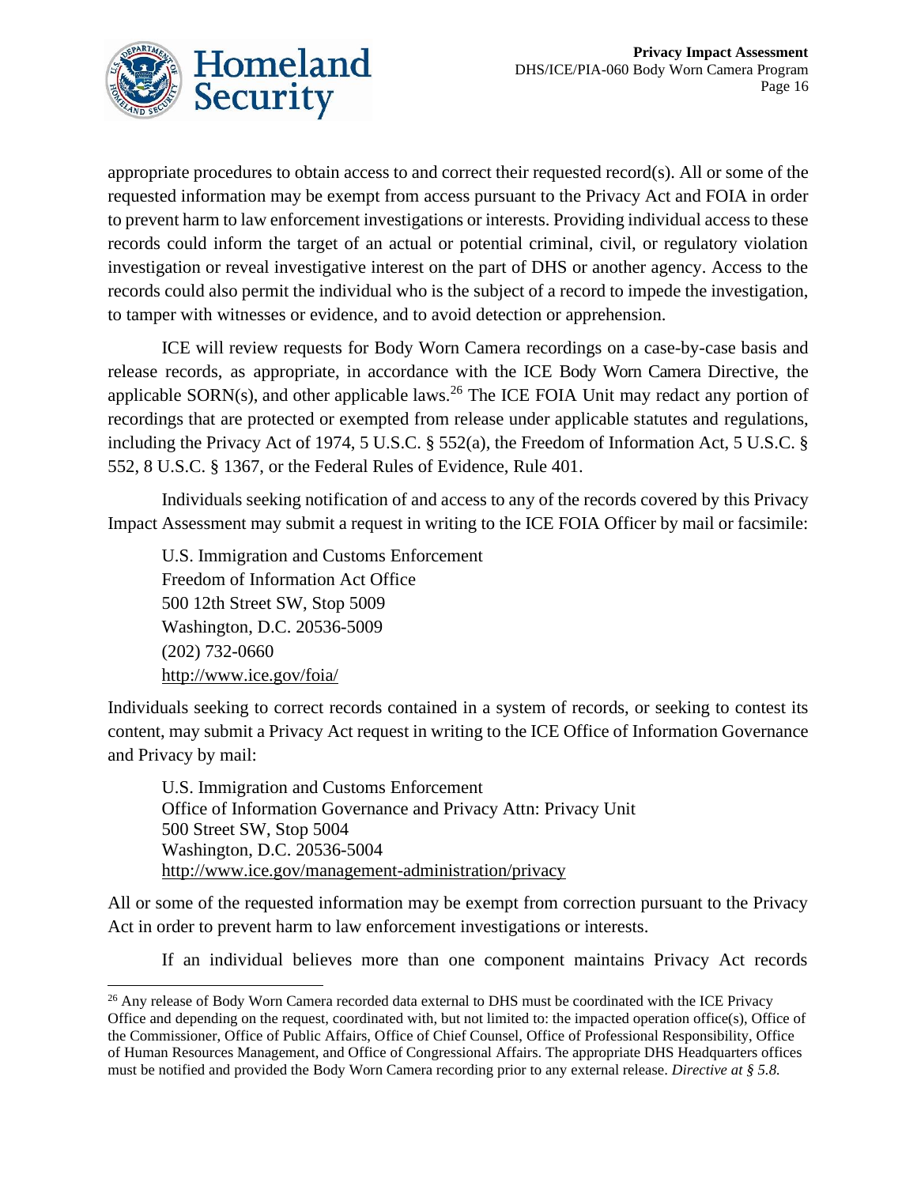appropriate procedures to obtain access to and correct their requested record(s). All or some of the requested information may be exempt from access pursuant to the Privacy Act and FOIA in order to prevent harm to law enforcement investigations or interests. Providing individual access to these records could inform the target of an actual or potential criminal, civil, or regulatory violation investigation or reveal investigative interest on the part of DHS or another agency. Access to the records could also permit the individual who is the subject of a record to impede the investigation, to tamper with witnesses or evidence, and to avoid detection or apprehension.

ICE will review requests for Body Worn Camera recordings on a case-by-case basis and release records, as appropriate, in accordance with the ICE Body Worn Camera Directive, the applicable SORN(s), and other applicable laws.[26] The ICE FOIA Unit may redact any portion of recordings that are protected or exempted from release under applicable statutes and regulations, including the Privacy Act of 1974, 5 U.S.C. § 552(a), the Freedom of Information Act, 5 U.S.C. § 552, 8 U.S.C. § 1367, or the Federal Rules of Evidence, Rule 401.

Individuals seeking notification of and access to any of the records covered by this Privacy Impact Assessment may submit a request in writing to the ICE FOIA Officer by mail or facsimile:

U.S. Immigration and Customs Enforcement
Freedom of Information Act Office
500 12th Street SW, Stop 5009
Washington, D.C. 20536-5009
(202) 732-0660
http://www.ice.gov/foia/

Individuals seeking to correct records contained in a system of records, or seeking to contest its content, may submit a Privacy Act request in writing to the ICE Office of Information Governance and Privacy by mail:

U.S. Immigration and Customs Enforcement
Office of Information Governance and Privacy Attn: Privacy Unit
500 Street SW, Stop 5004
Washington, D.C. 20536-5004
http://www.ice.gov/management-administration/privacy

All or some of the requested information may be exempt from correction pursuant to the Privacy Act in order to prevent harm to law enforcement investigations or interests.

If an individual believes more than one component maintains Privacy Act records

---

[26] Any release of Body Worn Camera recorded data external to DHS must be coordinated with the ICE Privacy Office and depending on the request, coordinated with, but not limited to: the impacted operation office(s), Office of the Commissioner, Office of Public Affairs, Office of Chief Counsel, Office of Professional Responsibility, Office of Human Resources Management, and Office of Congressional Affairs. The appropriate DHS Headquarters offices must be notified and provided the Body Worn Camera recording prior to any external release. *Directive at § 5.8.*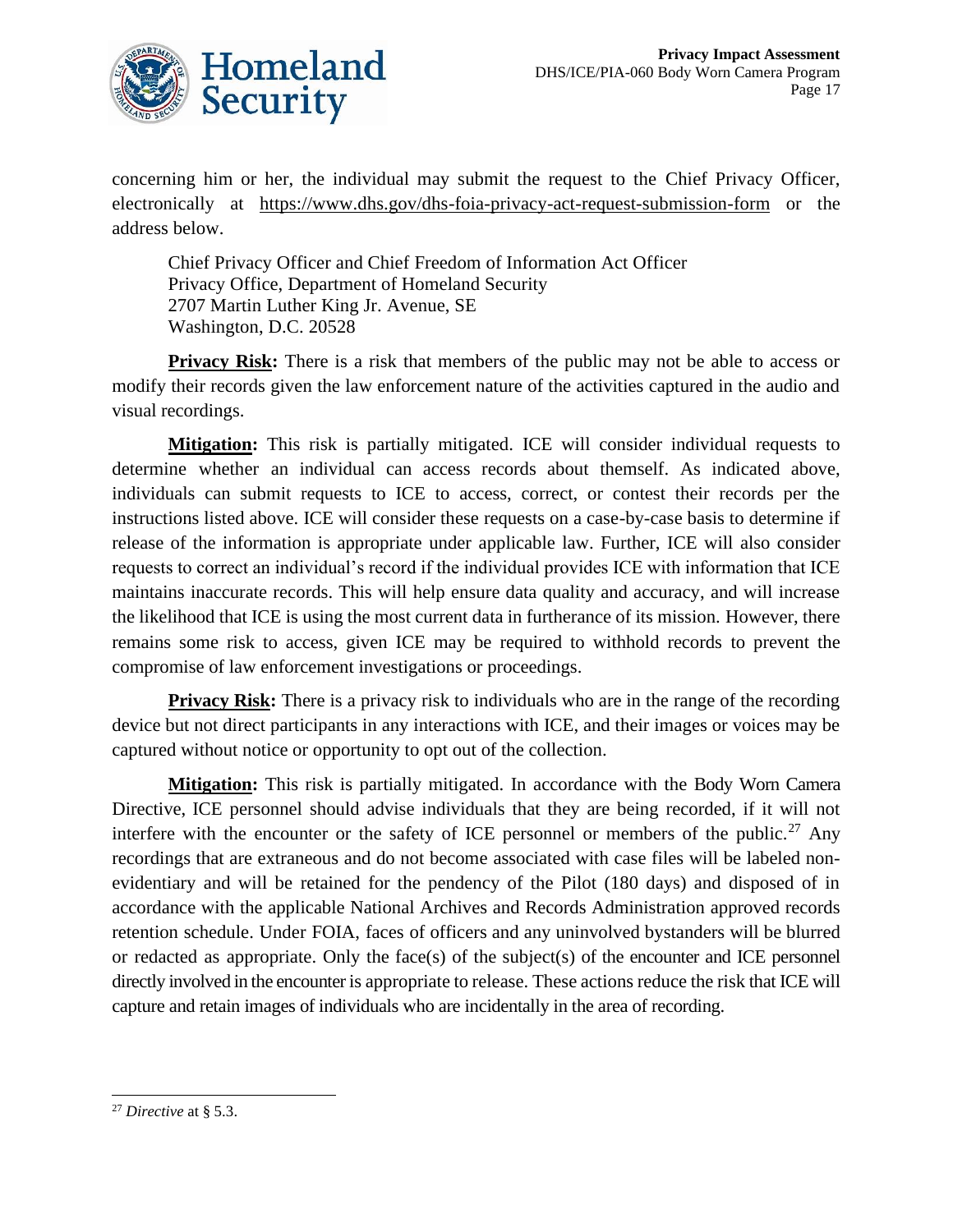concerning him or her, the individual may submit the request to the Chief Privacy Officer, electronically at https://www.dhs.gov/dhs-foia-privacy-act-request-submission-form or the address below.

> Chief Privacy Officer and Chief Freedom of Information Act Officer
> Privacy Office, Department of Homeland Security
> 2707 Martin Luther King Jr. Avenue, SE
> Washington, D.C. 20528

**Privacy Risk:** There is a risk that members of the public may not be able to access or modify their records given the law enforcement nature of the activities captured in the audio and visual recordings.

**Mitigation:** This risk is partially mitigated. ICE will consider individual requests to determine whether an individual can access records about themself. As indicated above, individuals can submit requests to ICE to access, correct, or contest their records per the instructions listed above. ICE will consider these requests on a case-by-case basis to determine if release of the information is appropriate under applicable law. Further, ICE will also consider requests to correct an individual's record if the individual provides ICE with information that ICE maintains inaccurate records. This will help ensure data quality and accuracy, and will increase the likelihood that ICE is using the most current data in furtherance of its mission. However, there remains some risk to access, given ICE may be required to withhold records to prevent the compromise of law enforcement investigations or proceedings.

**Privacy Risk:** There is a privacy risk to individuals who are in the range of the recording device but not direct participants in any interactions with ICE, and their images or voices may be captured without notice or opportunity to opt out of the collection.

**Mitigation:** This risk is partially mitigated. In accordance with the Body Worn Camera Directive, ICE personnel should advise individuals that they are being recorded, if it will not interfere with the encounter or the safety of ICE personnel or members of the public.[27] Any recordings that are extraneous and do not become associated with case files will be labeled non-evidentiary and will be retained for the pendency of the Pilot (180 days) and disposed of in accordance with the applicable National Archives and Records Administration approved records retention schedule. Under FOIA, faces of officers and any uninvolved bystanders will be blurred or redacted as appropriate. Only the face(s) of the subject(s) of the encounter and ICE personnel directly involved in the encounter is appropriate to release. These actions reduce the risk that ICE will capture and retain images of individuals who are incidentally in the area of recording.

---

[27] *Directive* at § 5.3.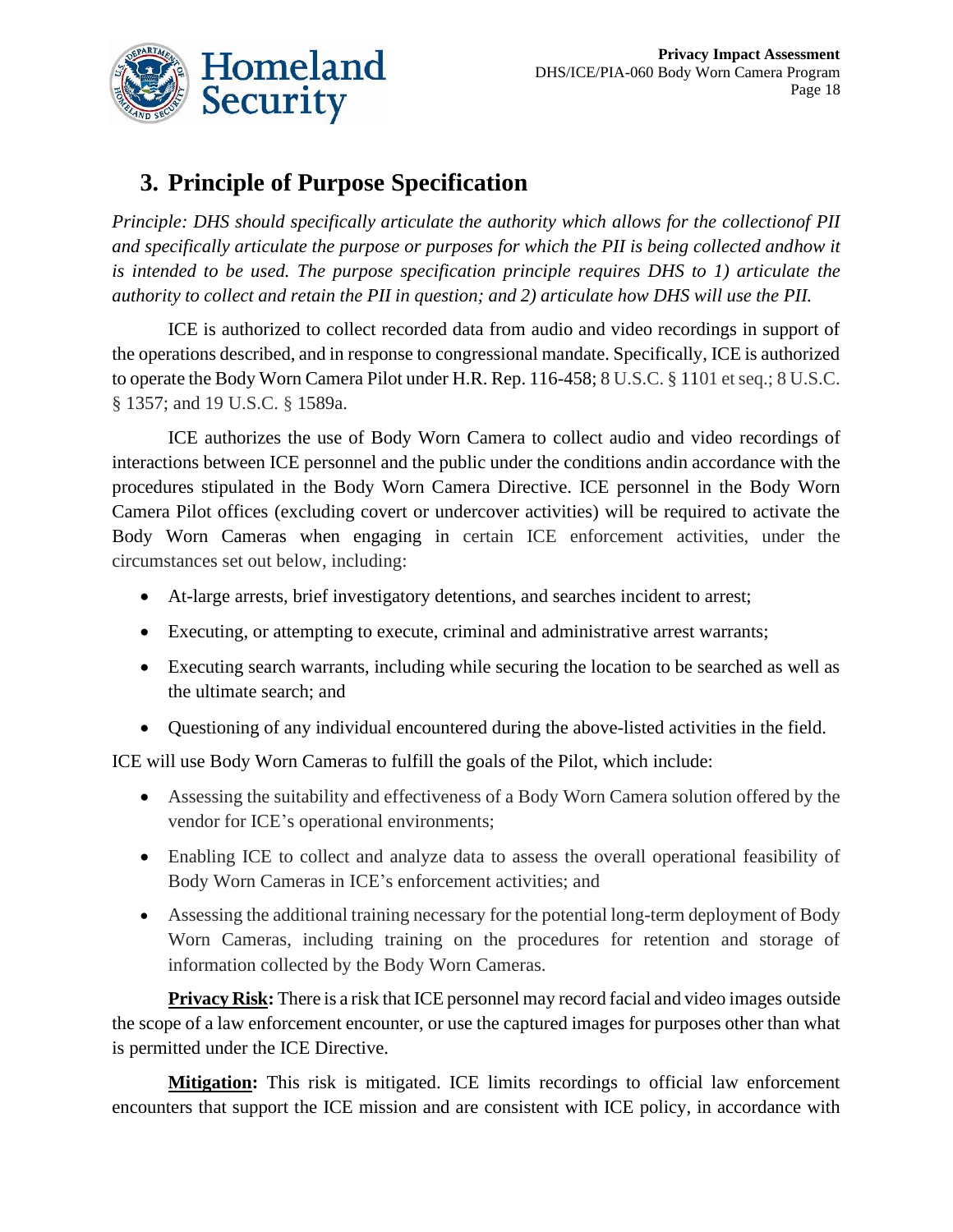## 3. Principle of Purpose Specification

*Principle: DHS should specifically articulate the authority which allows for the collectionof PII and specifically articulate the purpose or purposes for which the PII is being collected andhow it is intended to be used. The purpose specification principle requires DHS to 1) articulate the authority to collect and retain the PII in question; and 2) articulate how DHS will use the PII.*

ICE is authorized to collect recorded data from audio and video recordings in support of the operations described, and in response to congressional mandate. Specifically, ICE is authorized to operate the Body Worn Camera Pilot under H.R. Rep. 116-458; 8 U.S.C. § 1101 et seq.; 8 U.S.C. § 1357; and 19 U.S.C. § 1589a.

ICE authorizes the use of Body Worn Camera to collect audio and video recordings of interactions between ICE personnel and the public under the conditions andin accordance with the procedures stipulated in the Body Worn Camera Directive. ICE personnel in the Body Worn Camera Pilot offices (excluding covert or undercover activities) will be required to activate the Body Worn Cameras when engaging in certain ICE enforcement activities, under the circumstances set out below, including:

- At-large arrests, brief investigatory detentions, and searches incident to arrest;
- Executing, or attempting to execute, criminal and administrative arrest warrants;
- Executing search warrants, including while securing the location to be searched as well as the ultimate search; and
- Questioning of any individual encountered during the above-listed activities in the field.

ICE will use Body Worn Cameras to fulfill the goals of the Pilot, which include:

- Assessing the suitability and effectiveness of a Body Worn Camera solution offered by the vendor for ICE's operational environments;
- Enabling ICE to collect and analyze data to assess the overall operational feasibility of Body Worn Cameras in ICE's enforcement activities; and
- Assessing the additional training necessary for the potential long-term deployment of Body Worn Cameras, including training on the procedures for retention and storage of information collected by the Body Worn Cameras.

**Privacy Risk:** There is a risk that ICE personnel may record facial and video images outside the scope of a law enforcement encounter, or use the captured images for purposes other than what is permitted under the ICE Directive.

**Mitigation:** This risk is mitigated. ICE limits recordings to official law enforcement encounters that support the ICE mission and are consistent with ICE policy, in accordance with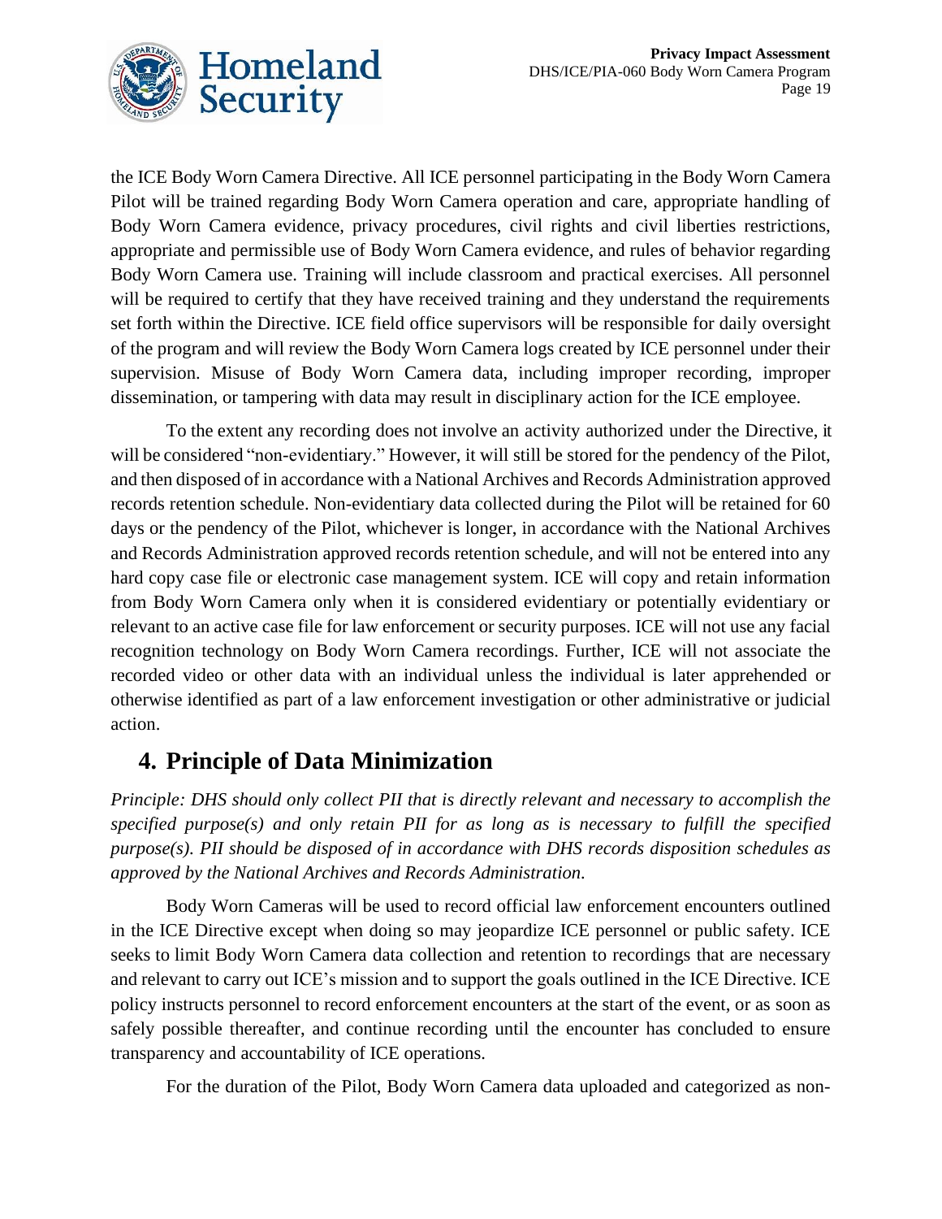the ICE Body Worn Camera Directive. All ICE personnel participating in the Body Worn Camera Pilot will be trained regarding Body Worn Camera operation and care, appropriate handling of Body Worn Camera evidence, privacy procedures, civil rights and civil liberties restrictions, appropriate and permissible use of Body Worn Camera evidence, and rules of behavior regarding Body Worn Camera use. Training will include classroom and practical exercises. All personnel will be required to certify that they have received training and they understand the requirements set forth within the Directive. ICE field office supervisors will be responsible for daily oversight of the program and will review the Body Worn Camera logs created by ICE personnel under their supervision. Misuse of Body Worn Camera data, including improper recording, improper dissemination, or tampering with data may result in disciplinary action for the ICE employee.

To the extent any recording does not involve an activity authorized under the Directive, it will be considered "non-evidentiary." However, it will still be stored for the pendency of the Pilot, and then disposed of in accordance with a National Archives and Records Administration approved records retention schedule. Non-evidentiary data collected during the Pilot will be retained for 60 days or the pendency of the Pilot, whichever is longer, in accordance with the National Archives and Records Administration approved records retention schedule, and will not be entered into any hard copy case file or electronic case management system. ICE will copy and retain information from Body Worn Camera only when it is considered evidentiary or potentially evidentiary or relevant to an active case file for law enforcement or security purposes. ICE will not use any facial recognition technology on Body Worn Camera recordings. Further, ICE will not associate the recorded video or other data with an individual unless the individual is later apprehended or otherwise identified as part of a law enforcement investigation or other administrative or judicial action.

## 4. Principle of Data Minimization

*Principle: DHS should only collect PII that is directly relevant and necessary to accomplish the specified purpose(s) and only retain PII for as long as is necessary to fulfill the specified purpose(s). PII should be disposed of in accordance with DHS records disposition schedules as approved by the National Archives and Records Administration.*

Body Worn Cameras will be used to record official law enforcement encounters outlined in the ICE Directive except when doing so may jeopardize ICE personnel or public safety. ICE seeks to limit Body Worn Camera data collection and retention to recordings that are necessary and relevant to carry out ICE's mission and to support the goals outlined in the ICE Directive. ICE policy instructs personnel to record enforcement encounters at the start of the event, or as soon as safely possible thereafter, and continue recording until the encounter has concluded to ensure transparency and accountability of ICE operations.

For the duration of the Pilot, Body Worn Camera data uploaded and categorized as non-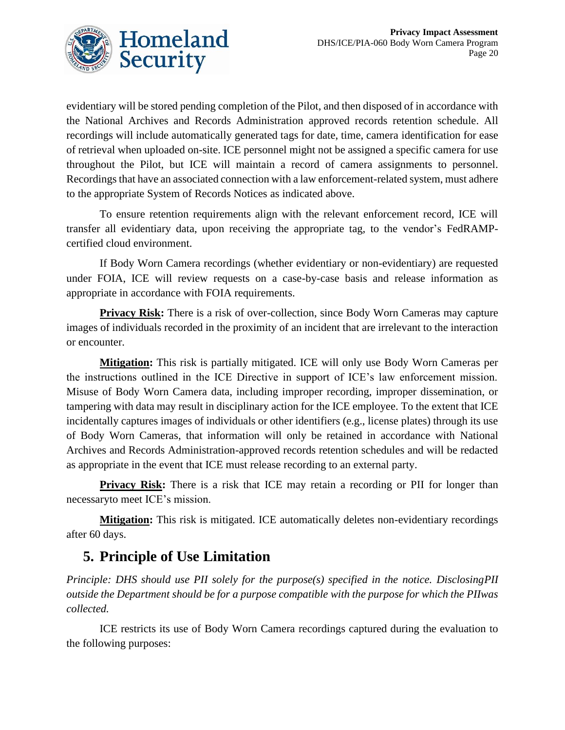evidentiary will be stored pending completion of the Pilot, and then disposed of in accordance with the National Archives and Records Administration approved records retention schedule. All recordings will include automatically generated tags for date, time, camera identification for ease of retrieval when uploaded on-site. ICE personnel might not be assigned a specific camera for use throughout the Pilot, but ICE will maintain a record of camera assignments to personnel. Recordings that have an associated connection with a law enforcement-related system, must adhere to the appropriate System of Records Notices as indicated above.

To ensure retention requirements align with the relevant enforcement record, ICE will transfer all evidentiary data, upon receiving the appropriate tag, to the vendor's FedRAMP-certified cloud environment.

If Body Worn Camera recordings (whether evidentiary or non-evidentiary) are requested under FOIA, ICE will review requests on a case-by-case basis and release information as appropriate in accordance with FOIA requirements.

**Privacy Risk:** There is a risk of over-collection, since Body Worn Cameras may capture images of individuals recorded in the proximity of an incident that are irrelevant to the interaction or encounter.

**Mitigation:** This risk is partially mitigated. ICE will only use Body Worn Cameras per the instructions outlined in the ICE Directive in support of ICE's law enforcement mission. Misuse of Body Worn Camera data, including improper recording, improper dissemination, or tampering with data may result in disciplinary action for the ICE employee. To the extent that ICE incidentally captures images of individuals or other identifiers (e.g., license plates) through its use of Body Worn Cameras, that information will only be retained in accordance with National Archives and Records Administration-approved records retention schedules and will be redacted as appropriate in the event that ICE must release recording to an external party.

**Privacy Risk:** There is a risk that ICE may retain a recording or PII for longer than necessaryto meet ICE's mission.

**Mitigation:** This risk is mitigated. ICE automatically deletes non-evidentiary recordings after 60 days.

## 5. Principle of Use Limitation

*Principle: DHS should use PII solely for the purpose(s) specified in the notice. DisclosingPII outside the Department should be for a purpose compatible with the purpose for which the PIIwas collected.*

ICE restricts its use of Body Worn Camera recordings captured during the evaluation to the following purposes: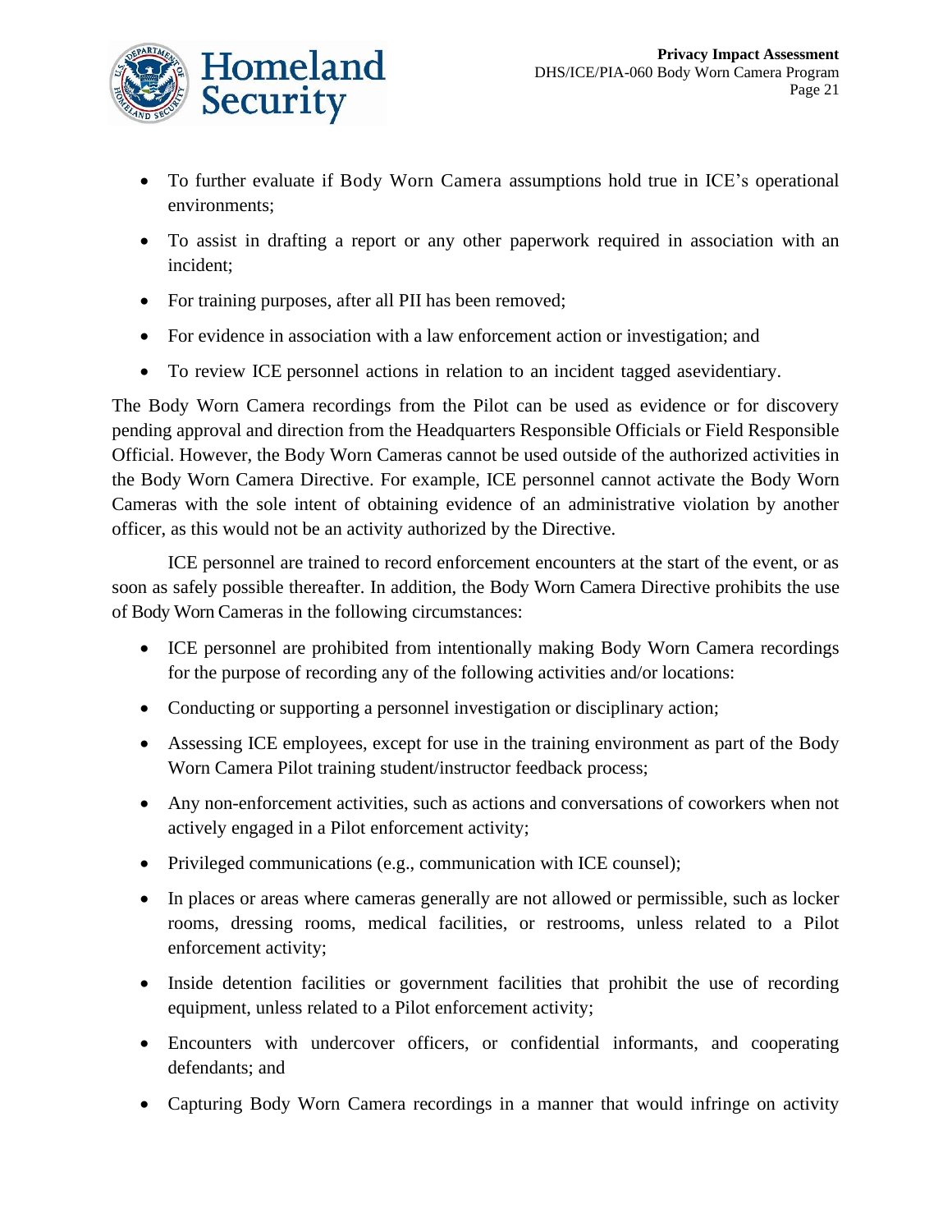- To further evaluate if Body Worn Camera assumptions hold true in ICE's operational environments;
- To assist in drafting a report or any other paperwork required in association with an incident;
- For training purposes, after all PII has been removed;
- For evidence in association with a law enforcement action or investigation; and
- To review ICE personnel actions in relation to an incident tagged asevidentiary.

The Body Worn Camera recordings from the Pilot can be used as evidence or for discovery pending approval and direction from the Headquarters Responsible Officials or Field Responsible Official. However, the Body Worn Cameras cannot be used outside of the authorized activities in the Body Worn Camera Directive. For example, ICE personnel cannot activate the Body Worn Cameras with the sole intent of obtaining evidence of an administrative violation by another officer, as this would not be an activity authorized by the Directive.

ICE personnel are trained to record enforcement encounters at the start of the event, or as soon as safely possible thereafter. In addition, the Body Worn Camera Directive prohibits the use of Body Worn Cameras in the following circumstances:

- ICE personnel are prohibited from intentionally making Body Worn Camera recordings for the purpose of recording any of the following activities and/or locations:
- Conducting or supporting a personnel investigation or disciplinary action;
- Assessing ICE employees, except for use in the training environment as part of the Body Worn Camera Pilot training student/instructor feedback process;
- Any non-enforcement activities, such as actions and conversations of coworkers when not actively engaged in a Pilot enforcement activity;
- Privileged communications (e.g., communication with ICE counsel);
- In places or areas where cameras generally are not allowed or permissible, such as locker rooms, dressing rooms, medical facilities, or restrooms, unless related to a Pilot enforcement activity;
- Inside detention facilities or government facilities that prohibit the use of recording equipment, unless related to a Pilot enforcement activity;
- Encounters with undercover officers, or confidential informants, and cooperating defendants; and
- Capturing Body Worn Camera recordings in a manner that would infringe on activity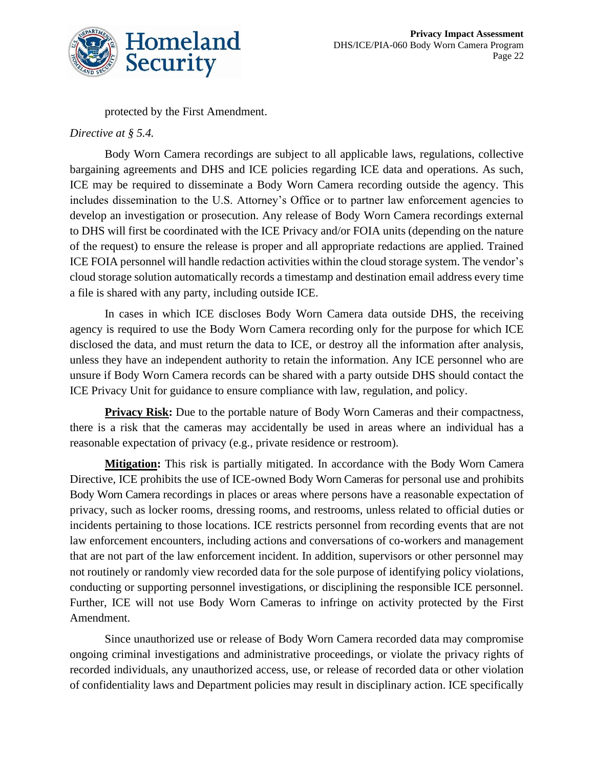protected by the First Amendment.

*Directive at § 5.4.*

Body Worn Camera recordings are subject to all applicable laws, regulations, collective bargaining agreements and DHS and ICE policies regarding ICE data and operations. As such, ICE may be required to disseminate a Body Worn Camera recording outside the agency. This includes dissemination to the U.S. Attorney's Office or to partner law enforcement agencies to develop an investigation or prosecution. Any release of Body Worn Camera recordings external to DHS will first be coordinated with the ICE Privacy and/or FOIA units (depending on the nature of the request) to ensure the release is proper and all appropriate redactions are applied. Trained ICE FOIA personnel will handle redaction activities within the cloud storage system. The vendor's cloud storage solution automatically records a timestamp and destination email address every time a file is shared with any party, including outside ICE.

In cases in which ICE discloses Body Worn Camera data outside DHS, the receiving agency is required to use the Body Worn Camera recording only for the purpose for which ICE disclosed the data, and must return the data to ICE, or destroy all the information after analysis, unless they have an independent authority to retain the information. Any ICE personnel who are unsure if Body Worn Camera records can be shared with a party outside DHS should contact the ICE Privacy Unit for guidance to ensure compliance with law, regulation, and policy.

**Privacy Risk:** Due to the portable nature of Body Worn Cameras and their compactness, there is a risk that the cameras may accidentally be used in areas where an individual has a reasonable expectation of privacy (e.g., private residence or restroom).

**Mitigation:** This risk is partially mitigated. In accordance with the Body Worn Camera Directive, ICE prohibits the use of ICE-owned Body Worn Cameras for personal use and prohibits Body Worn Camera recordings in places or areas where persons have a reasonable expectation of privacy, such as locker rooms, dressing rooms, and restrooms, unless related to official duties or incidents pertaining to those locations. ICE restricts personnel from recording events that are not law enforcement encounters, including actions and conversations of co-workers and management that are not part of the law enforcement incident. In addition, supervisors or other personnel may not routinely or randomly view recorded data for the sole purpose of identifying policy violations, conducting or supporting personnel investigations, or disciplining the responsible ICE personnel. Further, ICE will not use Body Worn Cameras to infringe on activity protected by the First Amendment.

Since unauthorized use or release of Body Worn Camera recorded data may compromise ongoing criminal investigations and administrative proceedings, or violate the privacy rights of recorded individuals, any unauthorized access, use, or release of recorded data or other violation of confidentiality laws and Department policies may result in disciplinary action. ICE specifically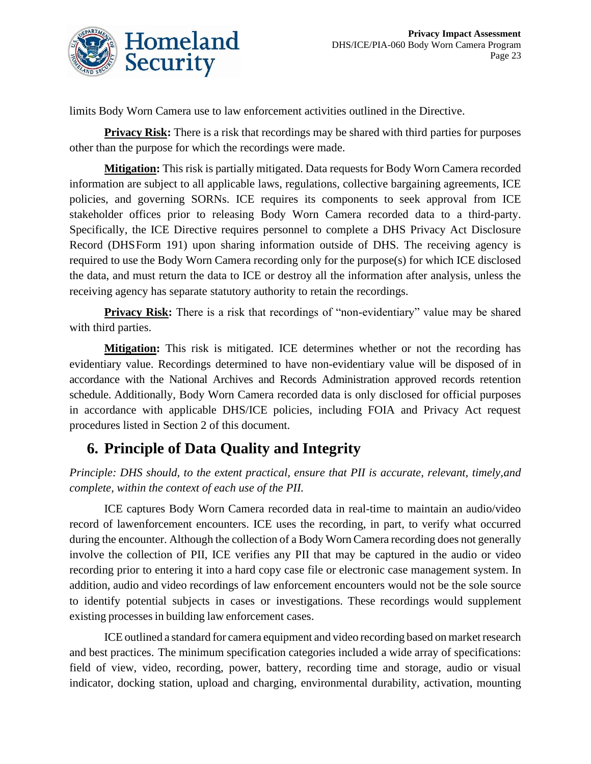limits Body Worn Camera use to law enforcement activities outlined in the Directive.

**Privacy Risk:** There is a risk that recordings may be shared with third parties for purposes other than the purpose for which the recordings were made.

**Mitigation:** This risk is partially mitigated. Data requests for Body Worn Camera recorded information are subject to all applicable laws, regulations, collective bargaining agreements, ICE policies, and governing SORNs. ICE requires its components to seek approval from ICE stakeholder offices prior to releasing Body Worn Camera recorded data to a third-party. Specifically, the ICE Directive requires personnel to complete a DHS Privacy Act Disclosure Record (DHS Form 191) upon sharing information outside of DHS. The receiving agency is required to use the Body Worn Camera recording only for the purpose(s) for which ICE disclosed the data, and must return the data to ICE or destroy all the information after analysis, unless the receiving agency has separate statutory authority to retain the recordings.

**Privacy Risk:** There is a risk that recordings of "non-evidentiary" value may be shared with third parties.

**Mitigation:** This risk is mitigated. ICE determines whether or not the recording has evidentiary value. Recordings determined to have non-evidentiary value will be disposed of in accordance with the National Archives and Records Administration approved records retention schedule. Additionally, Body Worn Camera recorded data is only disclosed for official purposes in accordance with applicable DHS/ICE policies, including FOIA and Privacy Act request procedures listed in Section 2 of this document.

## 6. Principle of Data Quality and Integrity

*Principle: DHS should, to the extent practical, ensure that PII is accurate, relevant, timely, and complete, within the context of each use of the PII.*

ICE captures Body Worn Camera recorded data in real-time to maintain an audio/video record of law enforcement encounters. ICE uses the recording, in part, to verify what occurred during the encounter. Although the collection of a Body Worn Camera recording does not generally involve the collection of PII, ICE verifies any PII that may be captured in the audio or video recording prior to entering it into a hard copy case file or electronic case management system. In addition, audio and video recordings of law enforcement encounters would not be the sole source to identify potential subjects in cases or investigations. These recordings would supplement existing processes in building law enforcement cases.

ICE outlined a standard for camera equipment and video recording based on market research and best practices. The minimum specification categories included a wide array of specifications: field of view, video, recording, power, battery, recording time and storage, audio or visual indicator, docking station, upload and charging, environmental durability, activation, mounting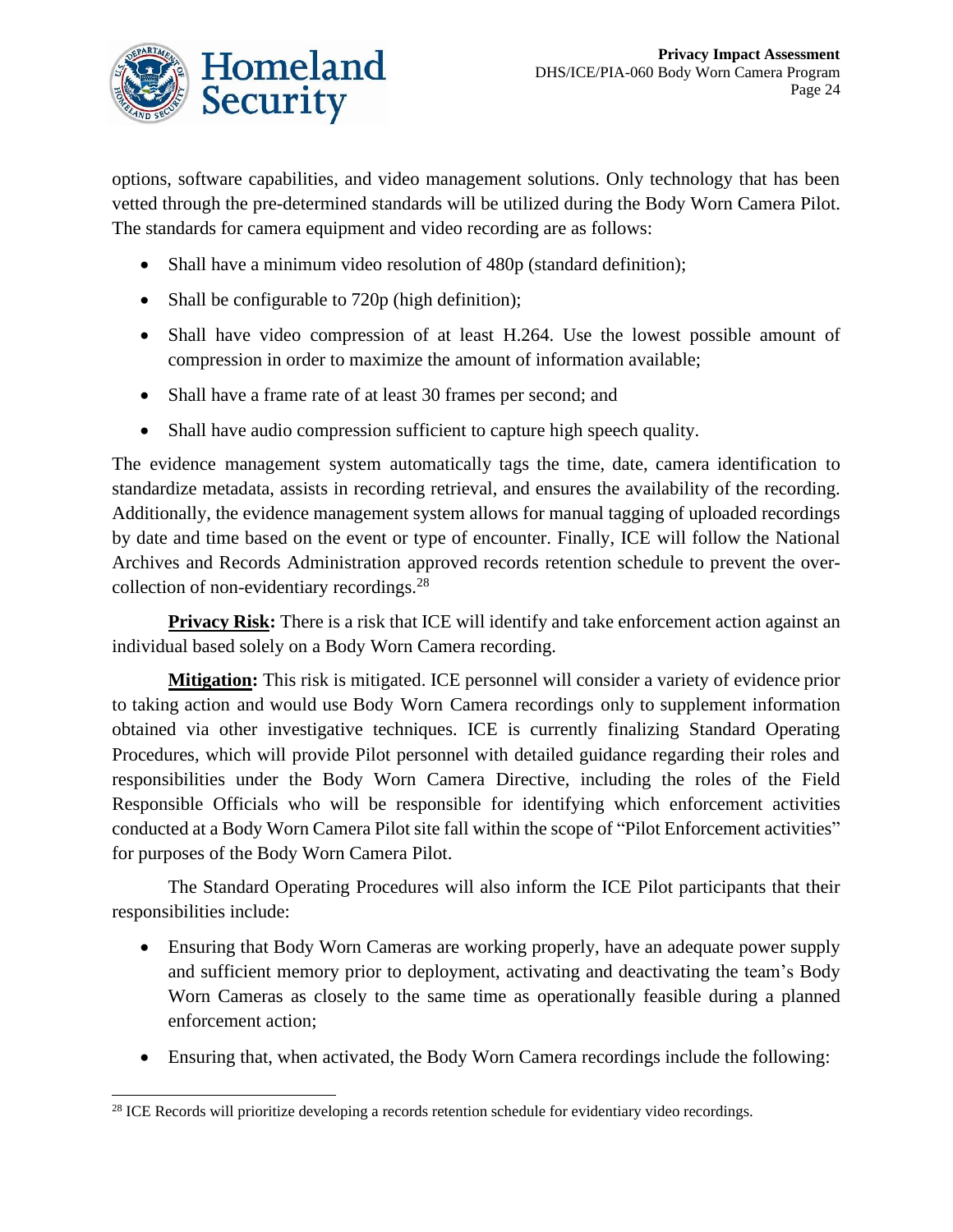options, software capabilities, and video management solutions. Only technology that has been vetted through the pre-determined standards will be utilized during the Body Worn Camera Pilot. The standards for camera equipment and video recording are as follows:

- Shall have a minimum video resolution of 480p (standard definition);
- Shall be configurable to 720p (high definition);
- Shall have video compression of at least H.264. Use the lowest possible amount of compression in order to maximize the amount of information available;
- Shall have a frame rate of at least 30 frames per second; and
- Shall have audio compression sufficient to capture high speech quality.

The evidence management system automatically tags the time, date, camera identification to standardize metadata, assists in recording retrieval, and ensures the availability of the recording. Additionally, the evidence management system allows for manual tagging of uploaded recordings by date and time based on the event or type of encounter. Finally, ICE will follow the National Archives and Records Administration approved records retention schedule to prevent the over-collection of non-evidentiary recordings.[28]

**Privacy Risk:** There is a risk that ICE will identify and take enforcement action against an individual based solely on a Body Worn Camera recording.

**Mitigation:** This risk is mitigated. ICE personnel will consider a variety of evidence prior to taking action and would use Body Worn Camera recordings only to supplement information obtained via other investigative techniques. ICE is currently finalizing Standard Operating Procedures, which will provide Pilot personnel with detailed guidance regarding their roles and responsibilities under the Body Worn Camera Directive, including the roles of the Field Responsible Officials who will be responsible for identifying which enforcement activities conducted at a Body Worn Camera Pilot site fall within the scope of "Pilot Enforcement activities" for purposes of the Body Worn Camera Pilot.

The Standard Operating Procedures will also inform the ICE Pilot participants that their responsibilities include:

- Ensuring that Body Worn Cameras are working properly, have an adequate power supply and sufficient memory prior to deployment, activating and deactivating the team's Body Worn Cameras as closely to the same time as operationally feasible during a planned enforcement action;
- Ensuring that, when activated, the Body Worn Camera recordings include the following:

[28] ICE Records will prioritize developing a records retention schedule for evidentiary video recordings.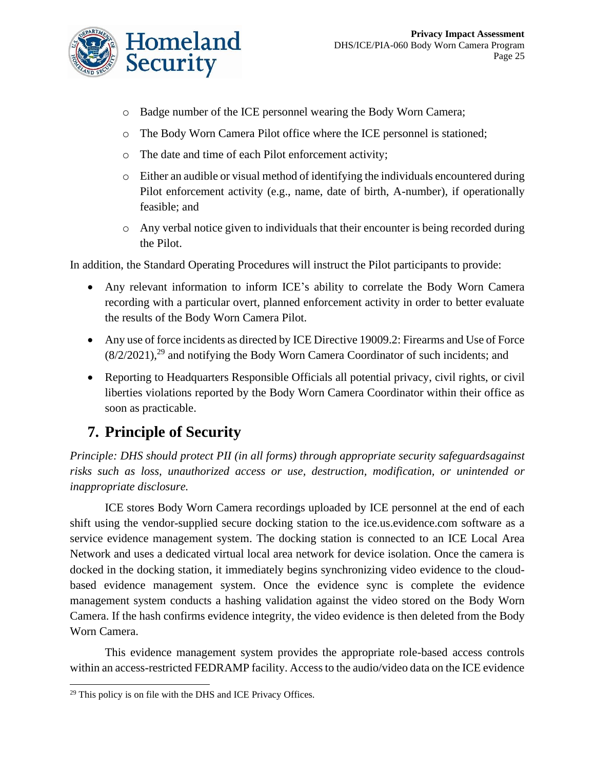- Badge number of the ICE personnel wearing the Body Worn Camera;
    - The Body Worn Camera Pilot office where the ICE personnel is stationed;
    - The date and time of each Pilot enforcement activity;
    - Either an audible or visual method of identifying the individuals encountered during Pilot enforcement activity (e.g., name, date of birth, A-number), if operationally feasible; and
    - Any verbal notice given to individuals that their encounter is being recorded during the Pilot.

In addition, the Standard Operating Procedures will instruct the Pilot participants to provide:

- Any relevant information to inform ICE's ability to correlate the Body Worn Camera recording with a particular overt, planned enforcement activity in order to better evaluate the results of the Body Worn Camera Pilot.
- Any use of force incidents as directed by ICE Directive 19009.2: Firearms and Use of Force (8/2/2021),[29] and notifying the Body Worn Camera Coordinator of such incidents; and
- Reporting to Headquarters Responsible Officials all potential privacy, civil rights, or civil liberties violations reported by the Body Worn Camera Coordinator within their office as soon as practicable.

## 7. Principle of Security

*Principle: DHS should protect PII (in all forms) through appropriate security safeguardsagainst risks such as loss, unauthorized access or use, destruction, modification, or unintended or inappropriate disclosure.*

ICE stores Body Worn Camera recordings uploaded by ICE personnel at the end of each shift using the vendor-supplied secure docking station to the ice.us.evidence.com software as a service evidence management system. The docking station is connected to an ICE Local Area Network and uses a dedicated virtual local area network for device isolation. Once the camera is docked in the docking station, it immediately begins synchronizing video evidence to the cloud-based evidence management system. Once the evidence sync is complete the evidence management system conducts a hashing validation against the video stored on the Body Worn Camera. If the hash confirms evidence integrity, the video evidence is then deleted from the Body Worn Camera.

This evidence management system provides the appropriate role-based access controls within an access-restricted FEDRAMP facility. Access to the audio/video data on the ICE evidence

[29] This policy is on file with the DHS and ICE Privacy Offices.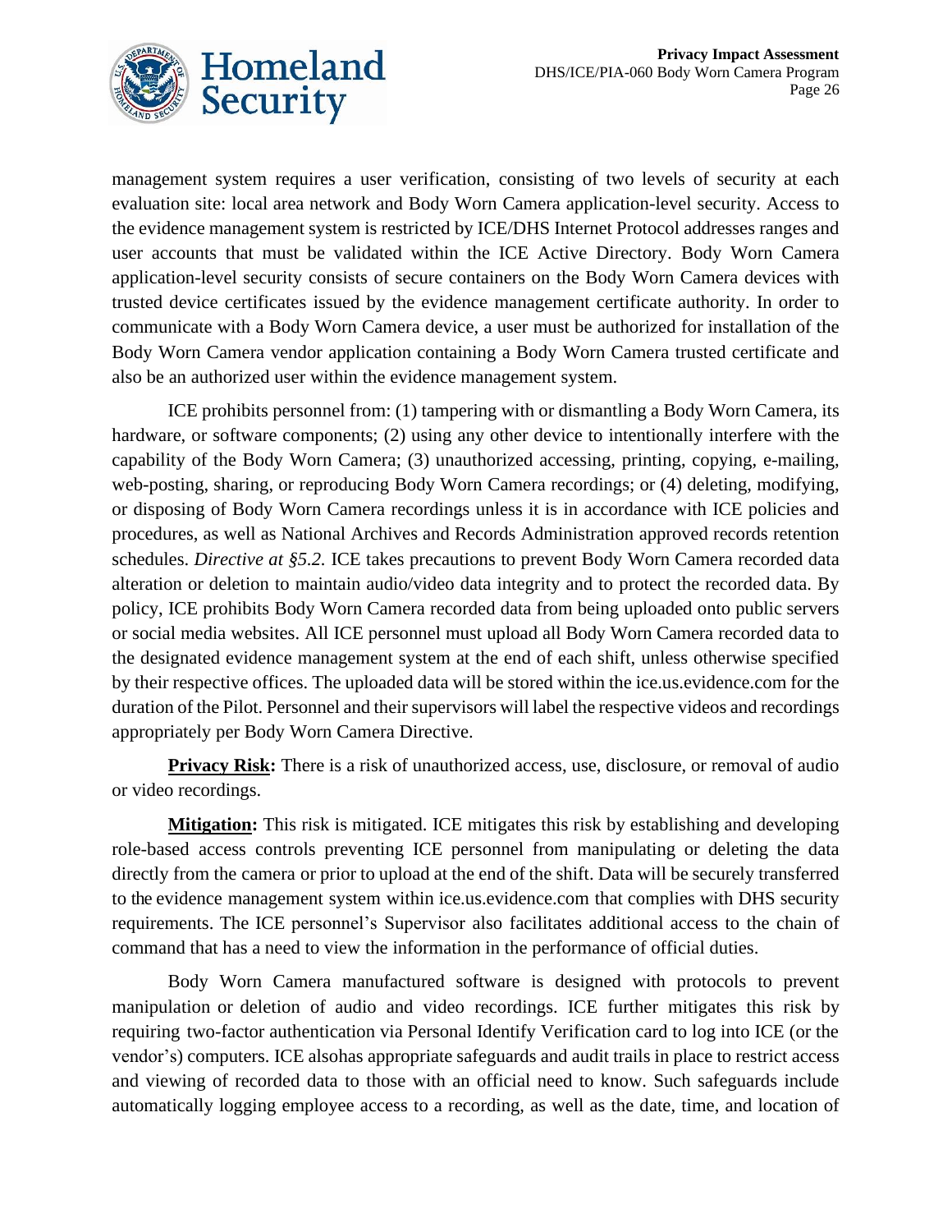management system requires a user verification, consisting of two levels of security at each evaluation site: local area network and Body Worn Camera application-level security. Access to the evidence management system is restricted by ICE/DHS Internet Protocol addresses ranges and user accounts that must be validated within the ICE Active Directory. Body Worn Camera application-level security consists of secure containers on the Body Worn Camera devices with trusted device certificates issued by the evidence management certificate authority. In order to communicate with a Body Worn Camera device, a user must be authorized for installation of the Body Worn Camera vendor application containing a Body Worn Camera trusted certificate and also be an authorized user within the evidence management system.

ICE prohibits personnel from: (1) tampering with or dismantling a Body Worn Camera, its hardware, or software components; (2) using any other device to intentionally interfere with the capability of the Body Worn Camera; (3) unauthorized accessing, printing, copying, e-mailing, web-posting, sharing, or reproducing Body Worn Camera recordings; or (4) deleting, modifying, or disposing of Body Worn Camera recordings unless it is in accordance with ICE policies and procedures, as well as National Archives and Records Administration approved records retention schedules. *Directive at §5.2.* ICE takes precautions to prevent Body Worn Camera recorded data alteration or deletion to maintain audio/video data integrity and to protect the recorded data. By policy, ICE prohibits Body Worn Camera recorded data from being uploaded onto public servers or social media websites. All ICE personnel must upload all Body Worn Camera recorded data to the designated evidence management system at the end of each shift, unless otherwise specified by their respective offices. The uploaded data will be stored within the ice.us.evidence.com for the duration of the Pilot. Personnel and their supervisors will label the respective videos and recordings appropriately per Body Worn Camera Directive.

**Privacy Risk:** There is a risk of unauthorized access, use, disclosure, or removal of audio or video recordings.

**Mitigation:** This risk is mitigated. ICE mitigates this risk by establishing and developing role-based access controls preventing ICE personnel from manipulating or deleting the data directly from the camera or prior to upload at the end of the shift. Data will be securely transferred to the evidence management system within ice.us.evidence.com that complies with DHS security requirements. The ICE personnel's Supervisor also facilitates additional access to the chain of command that has a need to view the information in the performance of official duties.

Body Worn Camera manufactured software is designed with protocols to prevent manipulation or deletion of audio and video recordings. ICE further mitigates this risk by requiring two-factor authentication via Personal Identify Verification card to log into ICE (or the vendor's) computers. ICE alsohas appropriate safeguards and audit trails in place to restrict access and viewing of recorded data to those with an official need to know. Such safeguards include automatically logging employee access to a recording, as well as the date, time, and location of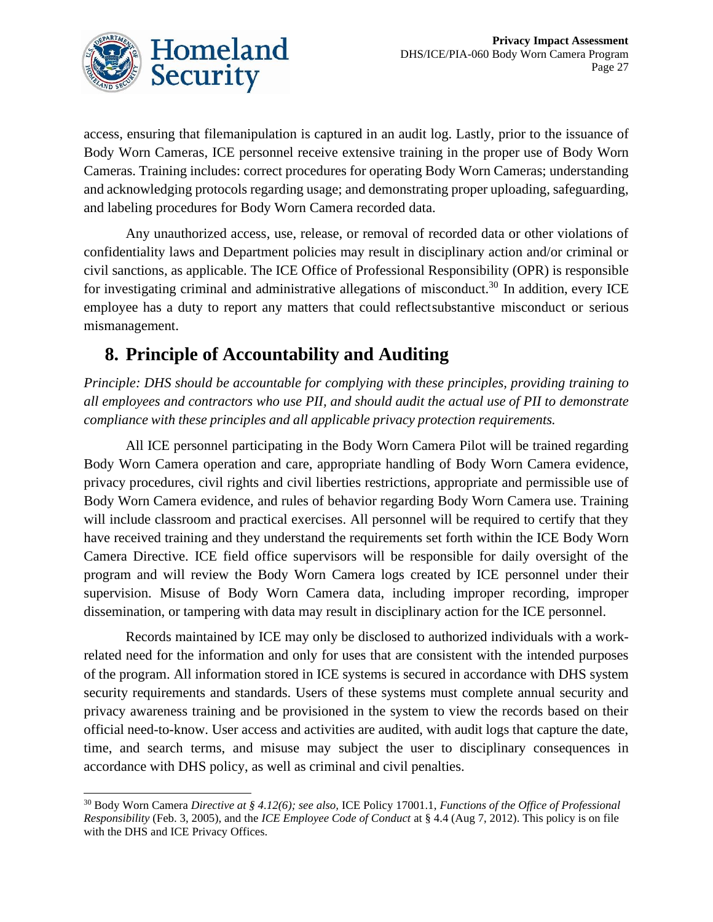access, ensuring that filemanipulation is captured in an audit log. Lastly, prior to the issuance of Body Worn Cameras, ICE personnel receive extensive training in the proper use of Body Worn Cameras. Training includes: correct procedures for operating Body Worn Cameras; understanding and acknowledging protocols regarding usage; and demonstrating proper uploading, safeguarding, and labeling procedures for Body Worn Camera recorded data.

Any unauthorized access, use, release, or removal of recorded data or other violations of confidentiality laws and Department policies may result in disciplinary action and/or criminal or civil sanctions, as applicable. The ICE Office of Professional Responsibility (OPR) is responsible for investigating criminal and administrative allegations of misconduct.[30] In addition, every ICE employee has a duty to report any matters that could reflectsubstantive misconduct or serious mismanagement.

## 8. Principle of Accountability and Auditing

*Principle: DHS should be accountable for complying with these principles, providing training to all employees and contractors who use PII, and should audit the actual use of PII to demonstrate compliance with these principles and all applicable privacy protection requirements.*

All ICE personnel participating in the Body Worn Camera Pilot will be trained regarding Body Worn Camera operation and care, appropriate handling of Body Worn Camera evidence, privacy procedures, civil rights and civil liberties restrictions, appropriate and permissible use of Body Worn Camera evidence, and rules of behavior regarding Body Worn Camera use. Training will include classroom and practical exercises. All personnel will be required to certify that they have received training and they understand the requirements set forth within the ICE Body Worn Camera Directive. ICE field office supervisors will be responsible for daily oversight of the program and will review the Body Worn Camera logs created by ICE personnel under their supervision. Misuse of Body Worn Camera data, including improper recording, improper dissemination, or tampering with data may result in disciplinary action for the ICE personnel.

Records maintained by ICE may only be disclosed to authorized individuals with a work-related need for the information and only for uses that are consistent with the intended purposes of the program. All information stored in ICE systems is secured in accordance with DHS system security requirements and standards. Users of these systems must complete annual security and privacy awareness training and be provisioned in the system to view the records based on their official need-to-know. User access and activities are audited, with audit logs that capture the date, time, and search terms, and misuse may subject the user to disciplinary consequences in accordance with DHS policy, as well as criminal and civil penalties.

---

[30] Body Worn Camera *Directive at § 4.12(6); see also,* ICE Policy 17001.1, *Functions of the Office of Professional Responsibility* (Feb. 3, 2005), and the *ICE Employee Code of Conduct* at § 4.4 (Aug 7, 2012). This policy is on file with the DHS and ICE Privacy Offices.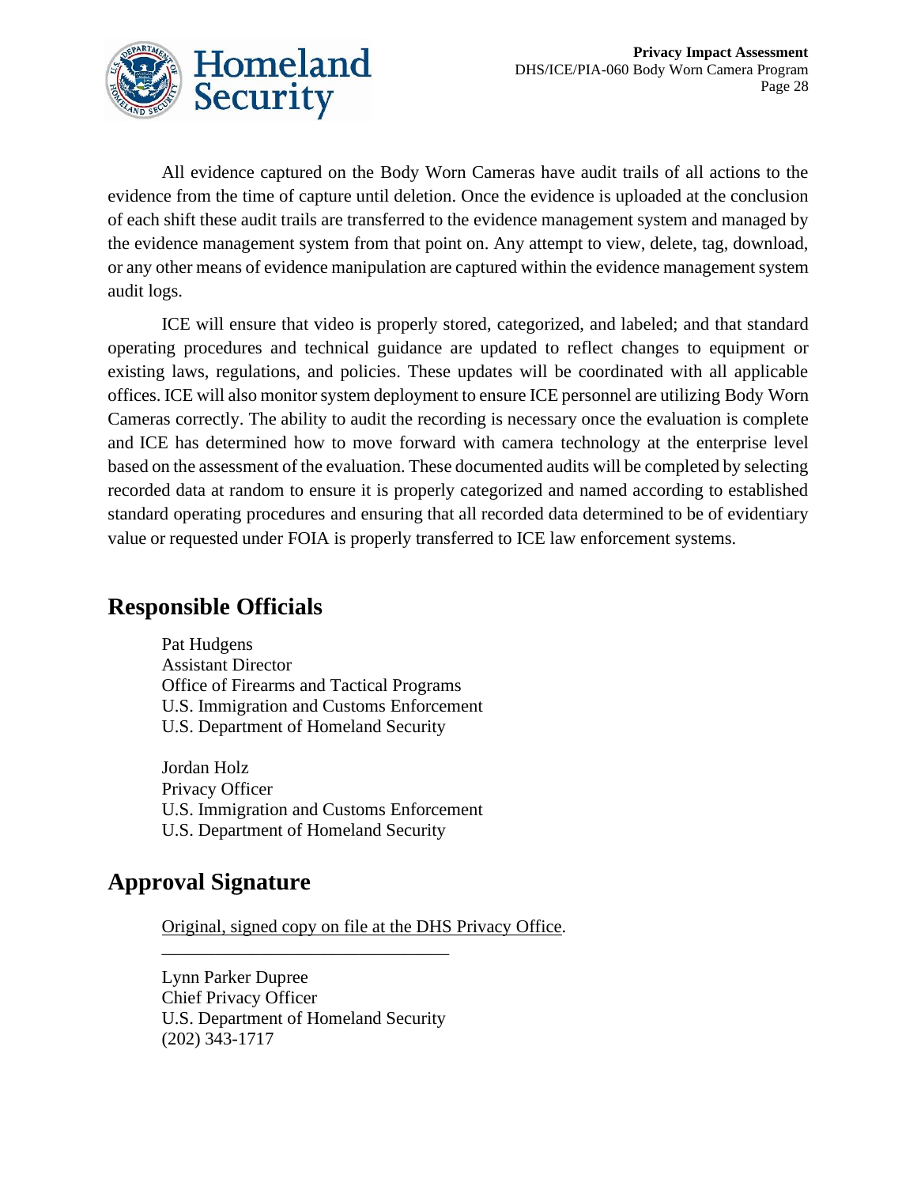All evidence captured on the Body Worn Cameras have audit trails of all actions to the evidence from the time of capture until deletion. Once the evidence is uploaded at the conclusion of each shift these audit trails are transferred to the evidence management system and managed by the evidence management system from that point on. Any attempt to view, delete, tag, download, or any other means of evidence manipulation are captured within the evidence management system audit logs.

ICE will ensure that video is properly stored, categorized, and labeled; and that standard operating procedures and technical guidance are updated to reflect changes to equipment or existing laws, regulations, and policies. These updates will be coordinated with all applicable offices. ICE will also monitor system deployment to ensure ICE personnel are utilizing Body Worn Cameras correctly. The ability to audit the recording is necessary once the evaluation is complete and ICE has determined how to move forward with camera technology at the enterprise level based on the assessment of the evaluation. These documented audits will be completed by selecting recorded data at random to ensure it is properly categorized and named according to established standard operating procedures and ensuring that all recorded data determined to be of evidentiary value or requested under FOIA is properly transferred to ICE law enforcement systems.

## Responsible Officials

Pat Hudgens
Assistant Director
Office of Firearms and Tactical Programs
U.S. Immigration and Customs Enforcement
U.S. Department of Homeland Security

Jordan Holz
Privacy Officer
U.S. Immigration and Customs Enforcement
U.S. Department of Homeland Security

## Approval Signature

Original, signed copy on file at the DHS Privacy Office.

________________________________

Lynn Parker Dupree
Chief Privacy Officer
U.S. Department of Homeland Security
(202) 343-1717